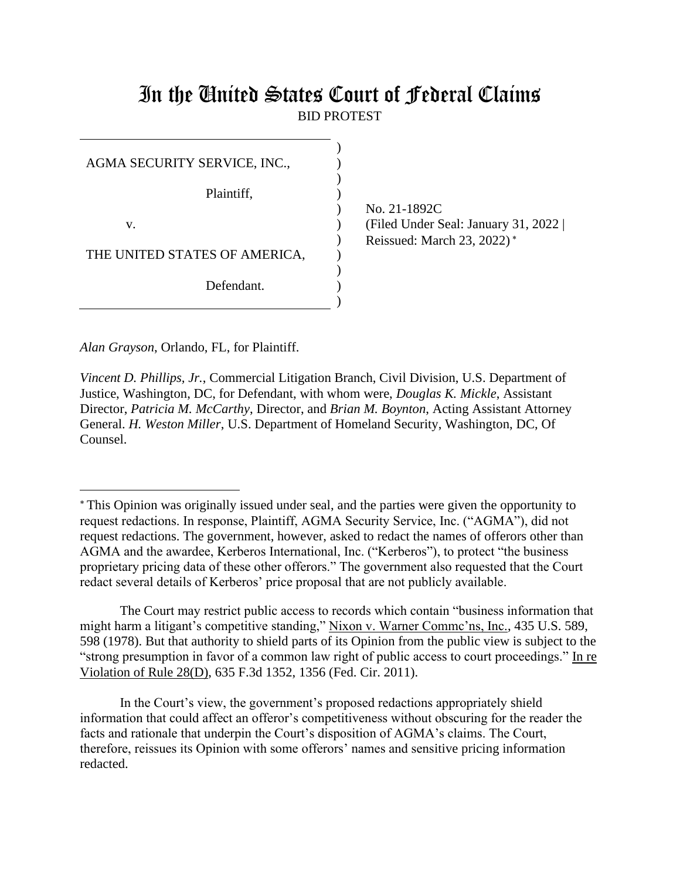# In the United States Court of Federal Claims

BID PROTEST

| | |
|---|---|
| AGMA SECURITY SERVICE, INC.,<br><br>Plaintiff,<br><br>v.<br><br>THE UNITED STATES OF AMERICA,<br><br>Defendant. | No. 21-1892C<br>(Filed Under Seal: January 31, 2022 \| Reissued: March 23, 2022) [*] |

*Alan Grayson*, Orlando, FL, for Plaintiff.

*Vincent D. Phillips, Jr.*, Commercial Litigation Branch, Civil Division, U.S. Department of Justice, Washington, DC, for Defendant, with whom were, *Douglas K. Mickle*, Assistant Director, *Patricia M. McCarthy*, Director, and *Brian M. Boynton*, Acting Assistant Attorney General. *H. Weston Miller*, U.S. Department of Homeland Security, Washington, DC, Of Counsel.

---

[*] This Opinion was originally issued under seal, and the parties were given the opportunity to request redactions. In response, Plaintiff, AGMA Security Service, Inc. ("AGMA"), did not request redactions. The government, however, asked to redact the names of offerors other than AGMA and the awardee, Kerberos International, Inc. ("Kerberos"), to protect "the business proprietary pricing data of these other offerors." The government also requested that the Court redact several details of Kerberos' price proposal that are not publicly available.

The Court may restrict public access to records which contain "business information that might harm a litigant's competitive standing," Nixon v. Warner Commc'ns, Inc., 435 U.S. 589, 598 (1978). But that authority to shield parts of its Opinion from the public view is subject to the "strong presumption in favor of a common law right of public access to court proceedings." In re Violation of Rule 28(D), 635 F.3d 1352, 1356 (Fed. Cir. 2011).

In the Court's view, the government's proposed redactions appropriately shield information that could affect an offeror's competitiveness without obscuring for the reader the facts and rationale that underpin the Court's disposition of AGMA's claims. The Court, therefore, reissues its Opinion with some offerors' names and sensitive pricing information redacted.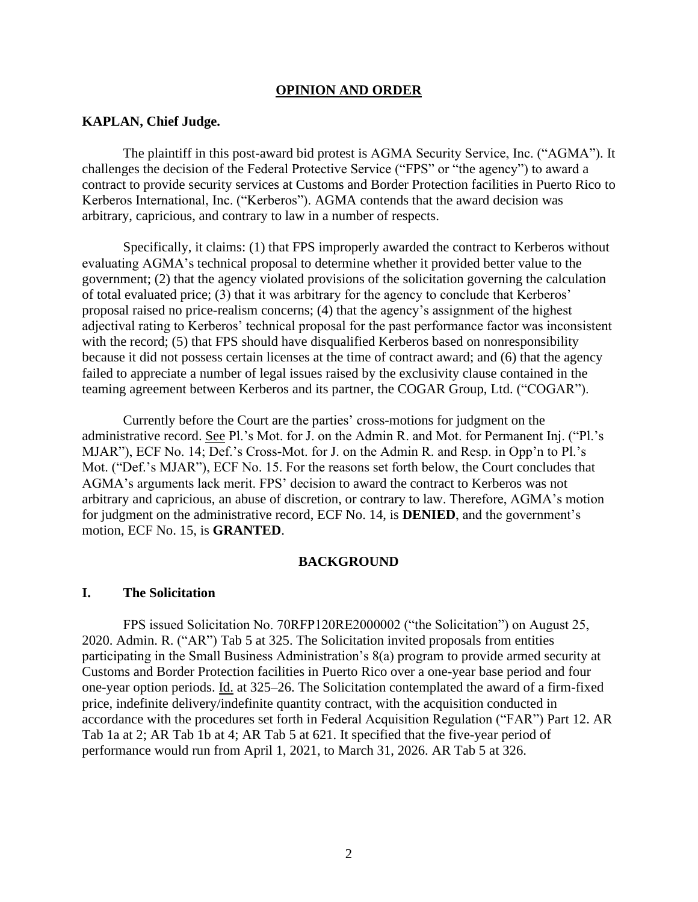## OPINION AND ORDER

**KAPLAN, Chief Judge.**

The plaintiff in this post-award bid protest is AGMA Security Service, Inc. ("AGMA"). It challenges the decision of the Federal Protective Service ("FPS" or "the agency") to award a contract to provide security services at Customs and Border Protection facilities in Puerto Rico to Kerberos International, Inc. ("Kerberos"). AGMA contends that the award decision was arbitrary, capricious, and contrary to law in a number of respects.

Specifically, it claims: (1) that FPS improperly awarded the contract to Kerberos without evaluating AGMA's technical proposal to determine whether it provided better value to the government; (2) that the agency violated provisions of the solicitation governing the calculation of total evaluated price; (3) that it was arbitrary for the agency to conclude that Kerberos' proposal raised no price-realism concerns; (4) that the agency's assignment of the highest adjectival rating to Kerberos' technical proposal for the past performance factor was inconsistent with the record; (5) that FPS should have disqualified Kerberos based on nonresponsibility because it did not possess certain licenses at the time of contract award; and (6) that the agency failed to appreciate a number of legal issues raised by the exclusivity clause contained in the teaming agreement between Kerberos and its partner, the COGAR Group, Ltd. ("COGAR").

Currently before the Court are the parties' cross-motions for judgment on the administrative record. See Pl.'s Mot. for J. on the Admin R. and Mot. for Permanent Inj. ("Pl.'s MJAR"), ECF No. 14; Def.'s Cross-Mot. for J. on the Admin R. and Resp. in Opp'n to Pl.'s Mot. ("Def.'s MJAR"), ECF No. 15. For the reasons set forth below, the Court concludes that AGMA's arguments lack merit. FPS' decision to award the contract to Kerberos was not arbitrary and capricious, an abuse of discretion, or contrary to law. Therefore, AGMA's motion for judgment on the administrative record, ECF No. 14, is **DENIED**, and the government's motion, ECF No. 15, is **GRANTED**.

## BACKGROUND

### I. The Solicitation

FPS issued Solicitation No. 70RFP120RE2000002 ("the Solicitation") on August 25, 2020. Admin. R. ("AR") Tab 5 at 325. The Solicitation invited proposals from entities participating in the Small Business Administration's 8(a) program to provide armed security at Customs and Border Protection facilities in Puerto Rico over a one-year base period and four one-year option periods. Id. at 325–26. The Solicitation contemplated the award of a firm-fixed price, indefinite delivery/indefinite quantity contract, with the acquisition conducted in accordance with the procedures set forth in Federal Acquisition Regulation ("FAR") Part 12. AR Tab 1a at 2; AR Tab 1b at 4; AR Tab 5 at 621. It specified that the five-year period of performance would run from April 1, 2021, to March 31, 2026. AR Tab 5 at 326.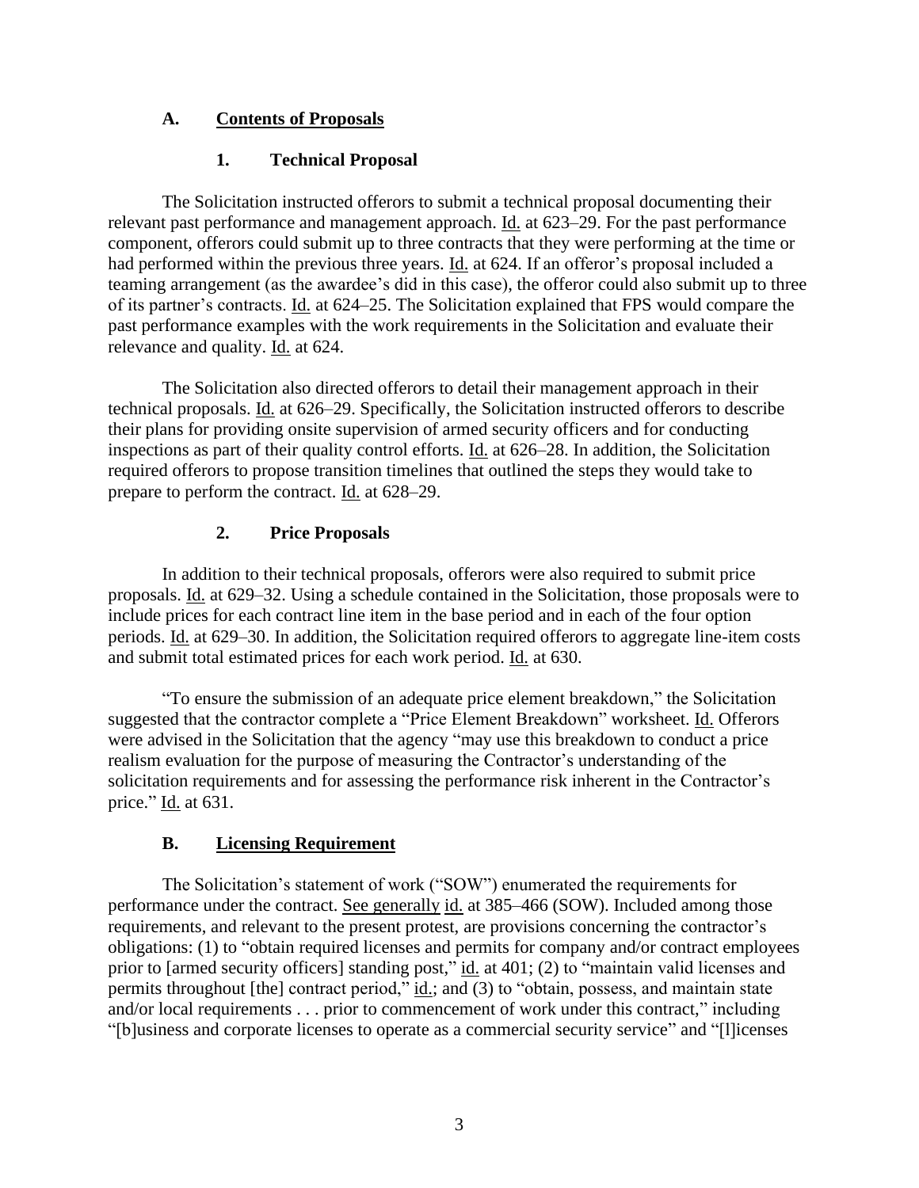### A. Contents of Proposals

#### 1. Technical Proposal

The Solicitation instructed offerors to submit a technical proposal documenting their relevant past performance and management approach. Id. at 623–29. For the past performance component, offerors could submit up to three contracts that they were performing at the time or had performed within the previous three years. Id. at 624. If an offeror's proposal included a teaming arrangement (as the awardee's did in this case), the offeror could also submit up to three of its partner's contracts. Id. at 624–25. The Solicitation explained that FPS would compare the past performance examples with the work requirements in the Solicitation and evaluate their relevance and quality. Id. at 624.

The Solicitation also directed offerors to detail their management approach in their technical proposals. Id. at 626–29. Specifically, the Solicitation instructed offerors to describe their plans for providing onsite supervision of armed security officers and for conducting inspections as part of their quality control efforts. Id. at 626–28. In addition, the Solicitation required offerors to propose transition timelines that outlined the steps they would take to prepare to perform the contract. Id. at 628–29.

#### 2. Price Proposals

In addition to their technical proposals, offerors were also required to submit price proposals. Id. at 629–32. Using a schedule contained in the Solicitation, those proposals were to include prices for each contract line item in the base period and in each of the four option periods. Id. at 629–30. In addition, the Solicitation required offerors to aggregate line-item costs and submit total estimated prices for each work period. Id. at 630.

"To ensure the submission of an adequate price element breakdown," the Solicitation suggested that the contractor complete a "Price Element Breakdown" worksheet. Id. Offerors were advised in the Solicitation that the agency "may use this breakdown to conduct a price realism evaluation for the purpose of measuring the Contractor's understanding of the solicitation requirements and for assessing the performance risk inherent in the Contractor's price." Id. at 631.

### B. Licensing Requirement

The Solicitation's statement of work ("SOW") enumerated the requirements for performance under the contract. See generally id. at 385–466 (SOW). Included among those requirements, and relevant to the present protest, are provisions concerning the contractor's obligations: (1) to "obtain required licenses and permits for company and/or contract employees prior to [armed security officers] standing post," id. at 401; (2) to "maintain valid licenses and permits throughout [the] contract period," id.; and (3) to "obtain, possess, and maintain state and/or local requirements . . . prior to commencement of work under this contract," including "[b]usiness and corporate licenses to operate as a commercial security service" and "[l]icenses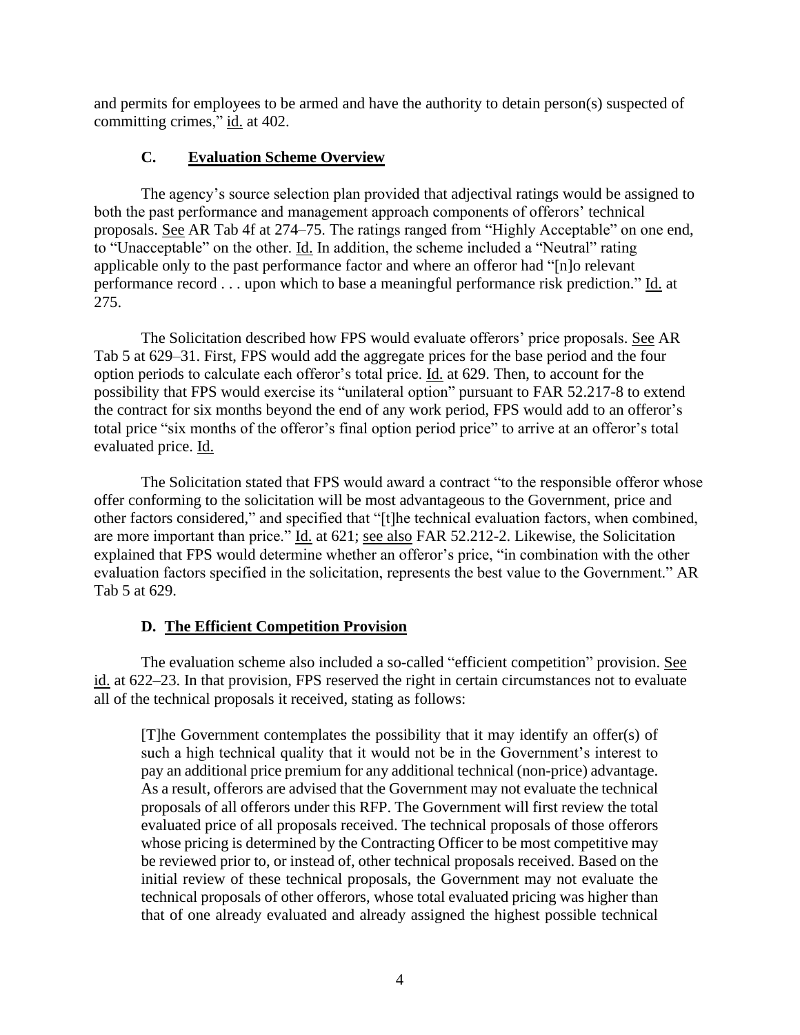and permits for employees to be armed and have the authority to detain person(s) suspected of committing crimes," id. at 402.

### C. Evaluation Scheme Overview

The agency's source selection plan provided that adjectival ratings would be assigned to both the past performance and management approach components of offerors' technical proposals. See AR Tab 4f at 274–75. The ratings ranged from "Highly Acceptable" on one end, to "Unacceptable" on the other. Id. In addition, the scheme included a "Neutral" rating applicable only to the past performance factor and where an offeror had "[n]o relevant performance record . . . upon which to base a meaningful performance risk prediction." Id. at 275.

The Solicitation described how FPS would evaluate offerors' price proposals. See AR Tab 5 at 629–31. First, FPS would add the aggregate prices for the base period and the four option periods to calculate each offeror's total price. Id. at 629. Then, to account for the possibility that FPS would exercise its "unilateral option" pursuant to FAR 52.217-8 to extend the contract for six months beyond the end of any work period, FPS would add to an offeror's total price "six months of the offeror's final option period price" to arrive at an offeror's total evaluated price. Id.

The Solicitation stated that FPS would award a contract "to the responsible offeror whose offer conforming to the solicitation will be most advantageous to the Government, price and other factors considered," and specified that "[t]he technical evaluation factors, when combined, are more important than price." Id. at 621; see also FAR 52.212-2. Likewise, the Solicitation explained that FPS would determine whether an offeror's price, "in combination with the other evaluation factors specified in the solicitation, represents the best value to the Government." AR Tab 5 at 629.

### D. The Efficient Competition Provision

The evaluation scheme also included a so-called "efficient competition" provision. See id. at 622–23. In that provision, FPS reserved the right in certain circumstances not to evaluate all of the technical proposals it received, stating as follows:

> [T]he Government contemplates the possibility that it may identify an offer(s) of such a high technical quality that it would not be in the Government's interest to pay an additional price premium for any additional technical (non-price) advantage. As a result, offerors are advised that the Government may not evaluate the technical proposals of all offerors under this RFP. The Government will first review the total evaluated price of all proposals received. The technical proposals of those offerors whose pricing is determined by the Contracting Officer to be most competitive may be reviewed prior to, or instead of, other technical proposals received. Based on the initial review of these technical proposals, the Government may not evaluate the technical proposals of other offerors, whose total evaluated pricing was higher than that of one already evaluated and already assigned the highest possible technical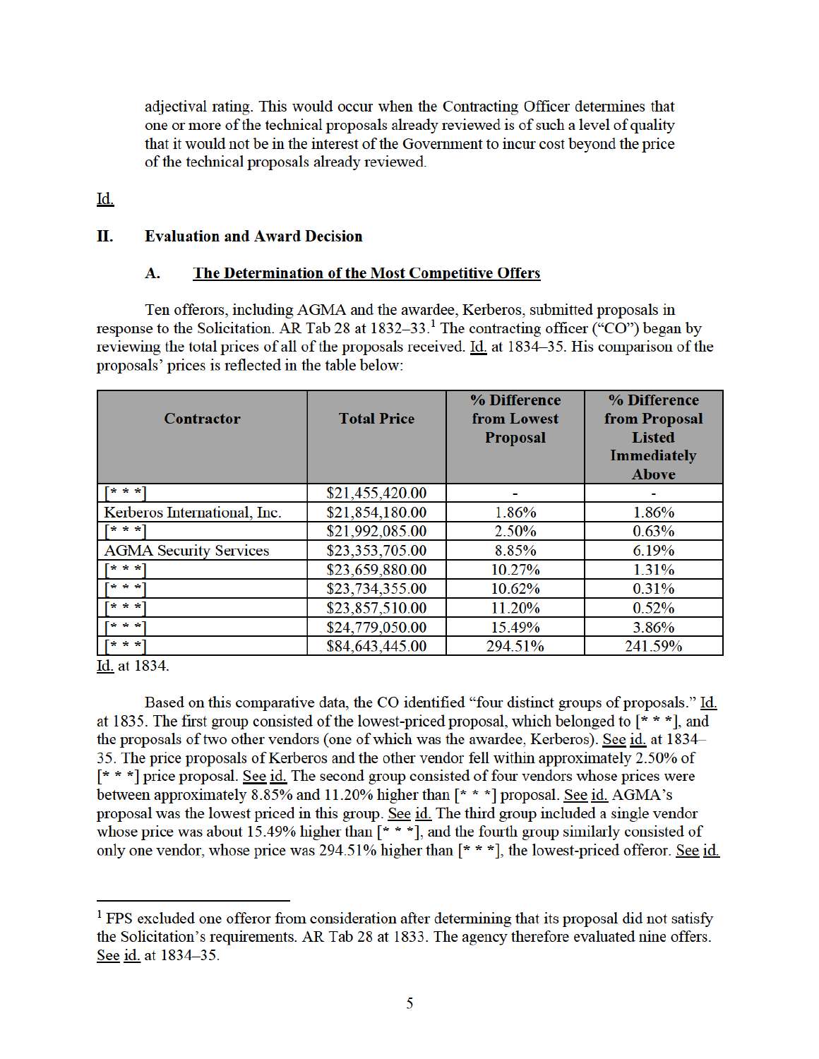adjectival rating. This would occur when the Contracting Officer determines that one or more of the technical proposals already reviewed is of such a level of quality that it would not be in the interest of the Government to incur cost beyond the price of the technical proposals already reviewed.

Id.

## II. Evaluation and Award Decision

### A. The Determination of the Most Competitive Offers

Ten offerors, including AGMA and the awardee, Kerberos, submitted proposals in response to the Solicitation. AR Tab 28 at 1832–33.[1] The contracting officer ("CO") began by reviewing the total prices of all of the proposals received. Id. at 1834–35. His comparison of the proposals' prices is reflected in the table below:

| Contractor | Total Price | % Difference from Lowest Proposal | % Difference from Proposal Listed Immediately Above |
|---|---|---|---|
| [* * *] | $21,455,420.00 | - | - |
| Kerberos International, Inc. | $21,854,180.00 | 1.86% | 1.86% |
| [* * *] | $21,992,085.00 | 2.50% | 0.63% |
| AGMA Security Services | $23,353,705.00 | 8.85% | 6.19% |
| [* * *] | $23,659,880.00 | 10.27% | 1.31% |
| [* * *] | $23,734,355.00 | 10.62% | 0.31% |
| [* * *] | $23,857,510.00 | 11.20% | 0.52% |
| [* * *] | $24,779,050.00 | 15.49% | 3.86% |
| [* * *] | $84,643,445.00 | 294.51% | 241.59% |

Id. at 1834.

Based on this comparative data, the CO identified "four distinct groups of proposals." Id. at 1835. The first group consisted of the lowest-priced proposal, which belonged to [* * *], and the proposals of two other vendors (one of which was the awardee, Kerberos). See id. at 1834–35. The price proposals of Kerberos and the other vendor fell within approximately 2.50% of [* * *] price proposal. See id. The second group consisted of four vendors whose prices were between approximately 8.85% and 11.20% higher than [* * *] proposal. See id. AGMA's proposal was the lowest priced in this group. See id. The third group included a single vendor whose price was about 15.49% higher than [* * *], and the fourth group similarly consisted of only one vendor, whose price was 294.51% higher than [* * *], the lowest-priced offeror. See id.

---

[1] FPS excluded one offeror from consideration after determining that its proposal did not satisfy the Solicitation's requirements. AR Tab 28 at 1833. The agency therefore evaluated nine offers. See id. at 1834–35.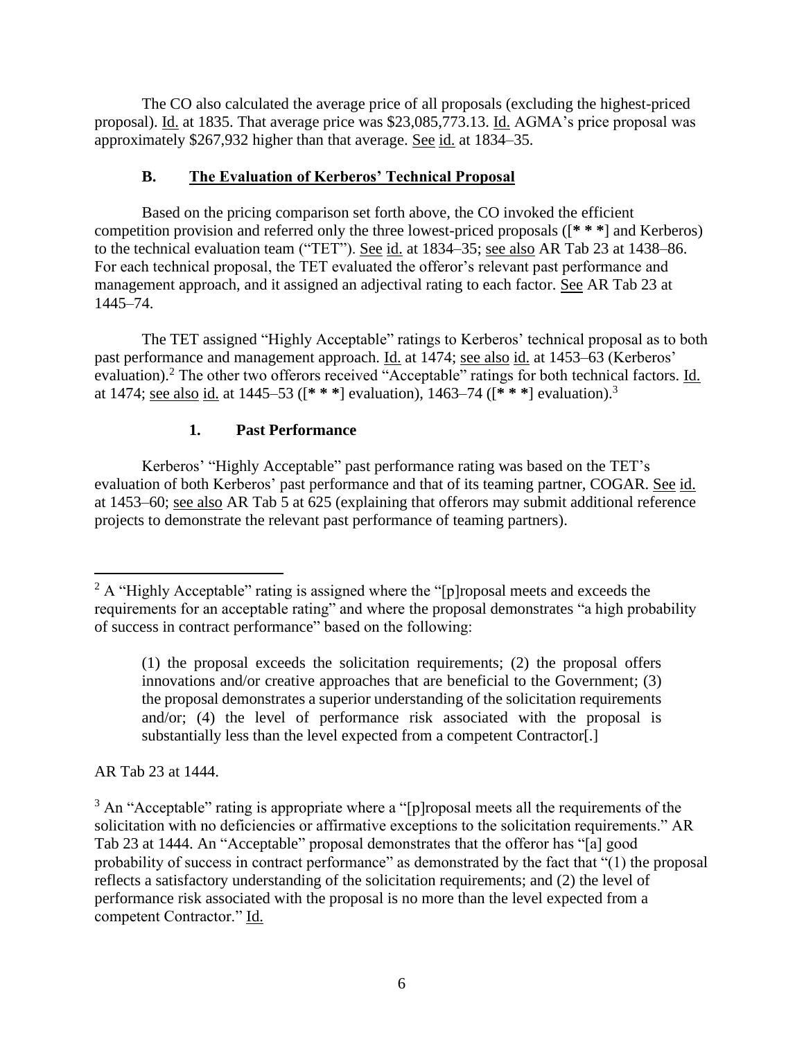The CO also calculated the average price of all proposals (excluding the highest-priced proposal). Id. at 1835. That average price was $23,085,773.13. Id. AGMA's price proposal was approximately $267,932 higher than that average. See id. at 1834–35.

### B. The Evaluation of Kerberos' Technical Proposal

Based on the pricing comparison set forth above, the CO invoked the efficient competition provision and referred only the three lowest-priced proposals ([**\* \* \***] and Kerberos) to the technical evaluation team ("TET"). See id. at 1834–35; see also AR Tab 23 at 1438–86. For each technical proposal, the TET evaluated the offeror's relevant past performance and management approach, and it assigned an adjectival rating to each factor. See AR Tab 23 at 1445–74.

The TET assigned "Highly Acceptable" ratings to Kerberos' technical proposal as to both past performance and management approach. Id. at 1474; see also id. at 1453–63 (Kerberos' evaluation).[2] The other two offerors received "Acceptable" ratings for both technical factors. Id. at 1474; see also id. at 1445–53 ([**\* \* \***] evaluation), 1463–74 ([**\* \* \***] evaluation).[3]

#### 1. Past Performance

Kerberos' "Highly Acceptable" past performance rating was based on the TET's evaluation of both Kerberos' past performance and that of its teaming partner, COGAR. See id. at 1453–60; see also AR Tab 5 at 625 (explaining that offerors may submit additional reference projects to demonstrate the relevant past performance of teaming partners).

---

[2] A "Highly Acceptable" rating is assigned where the "[p]roposal meets and exceeds the requirements for an acceptable rating" and where the proposal demonstrates "a high probability of success in contract performance" based on the following:

> (1) the proposal exceeds the solicitation requirements; (2) the proposal offers innovations and/or creative approaches that are beneficial to the Government; (3) the proposal demonstrates a superior understanding of the solicitation requirements and/or; (4) the level of performance risk associated with the proposal is substantially less than the level expected from a competent Contractor[.]

AR Tab 23 at 1444.

[3] An "Acceptable" rating is appropriate where a "[p]roposal meets all the requirements of the solicitation with no deficiencies or affirmative exceptions to the solicitation requirements." AR Tab 23 at 1444. An "Acceptable" proposal demonstrates that the offeror has "[a] good probability of success in contract performance" as demonstrated by the fact that "(1) the proposal reflects a satisfactory understanding of the solicitation requirements; and (2) the level of performance risk associated with the proposal is no more than the level expected from a competent Contractor." Id.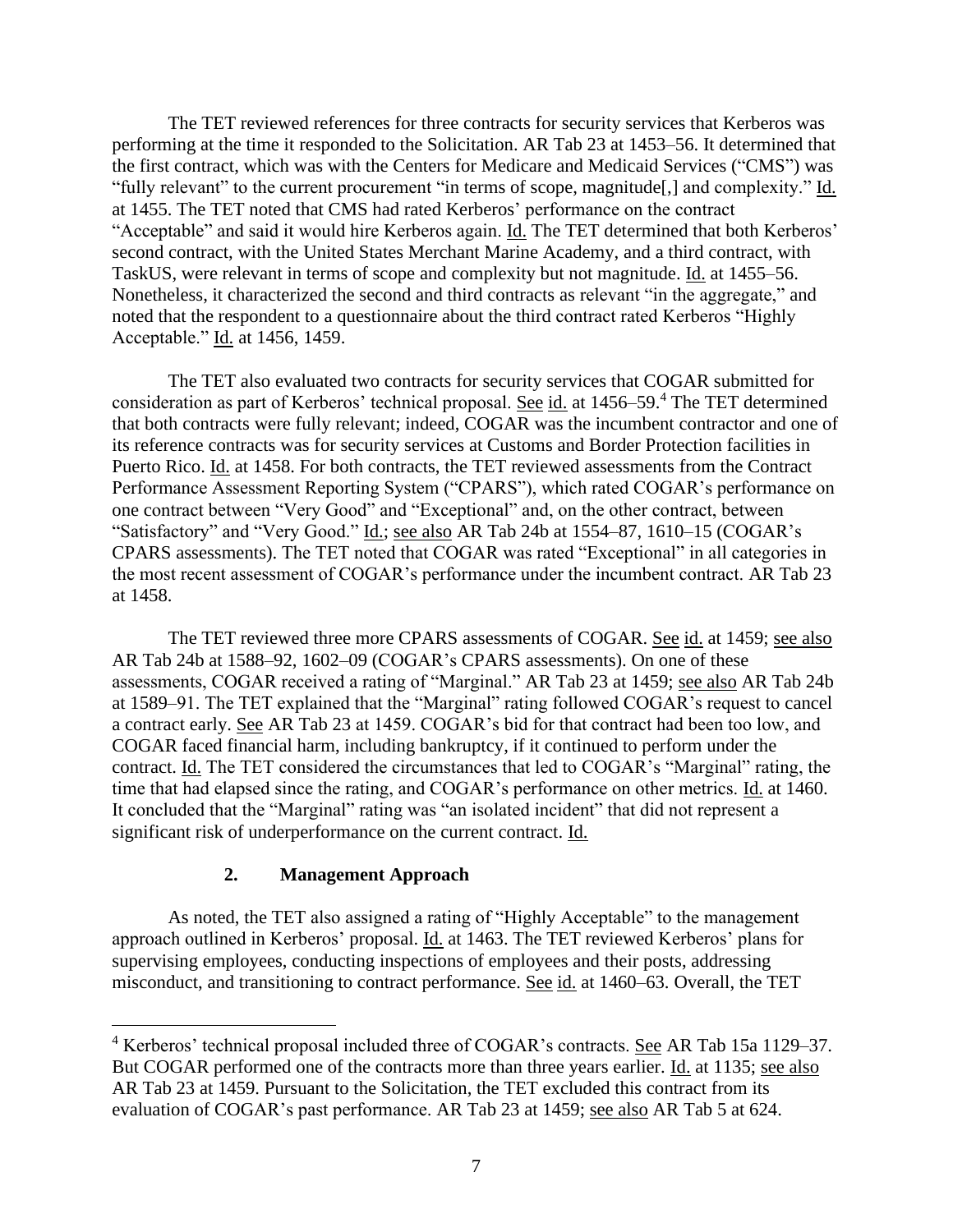The TET reviewed references for three contracts for security services that Kerberos was performing at the time it responded to the Solicitation. AR Tab 23 at 1453–56. It determined that the first contract, which was with the Centers for Medicare and Medicaid Services ("CMS") was "fully relevant" to the current procurement "in terms of scope, magnitude[,] and complexity." Id. at 1455. The TET noted that CMS had rated Kerberos' performance on the contract "Acceptable" and said it would hire Kerberos again. Id. The TET determined that both Kerberos' second contract, with the United States Merchant Marine Academy, and a third contract, with TaskUS, were relevant in terms of scope and complexity but not magnitude. Id. at 1455–56. Nonetheless, it characterized the second and third contracts as relevant "in the aggregate," and noted that the respondent to a questionnaire about the third contract rated Kerberos "Highly Acceptable." Id. at 1456, 1459.

The TET also evaluated two contracts for security services that COGAR submitted for consideration as part of Kerberos' technical proposal. See id. at 1456–59.[4] The TET determined that both contracts were fully relevant; indeed, COGAR was the incumbent contractor and one of its reference contracts was for security services at Customs and Border Protection facilities in Puerto Rico. Id. at 1458. For both contracts, the TET reviewed assessments from the Contract Performance Assessment Reporting System ("CPARS"), which rated COGAR's performance on one contract between "Very Good" and "Exceptional" and, on the other contract, between "Satisfactory" and "Very Good." Id.; see also AR Tab 24b at 1554–87, 1610–15 (COGAR's CPARS assessments). The TET noted that COGAR was rated "Exceptional" in all categories in the most recent assessment of COGAR's performance under the incumbent contract. AR Tab 23 at 1458.

The TET reviewed three more CPARS assessments of COGAR. See id. at 1459; see also AR Tab 24b at 1588–92, 1602–09 (COGAR's CPARS assessments). On one of these assessments, COGAR received a rating of "Marginal." AR Tab 23 at 1459; see also AR Tab 24b at 1589–91. The TET explained that the "Marginal" rating followed COGAR's request to cancel a contract early. See AR Tab 23 at 1459. COGAR's bid for that contract had been too low, and COGAR faced financial harm, including bankruptcy, if it continued to perform under the contract. Id. The TET considered the circumstances that led to COGAR's "Marginal" rating, the time that had elapsed since the rating, and COGAR's performance on other metrics. Id. at 1460. It concluded that the "Marginal" rating was "an isolated incident" that did not represent a significant risk of underperformance on the current contract. Id.

### 2. Management Approach

As noted, the TET also assigned a rating of "Highly Acceptable" to the management approach outlined in Kerberos' proposal. Id. at 1463. The TET reviewed Kerberos' plans for supervising employees, conducting inspections of employees and their posts, addressing misconduct, and transitioning to contract performance. See id. at 1460–63. Overall, the TET

---

[4] Kerberos' technical proposal included three of COGAR's contracts. See AR Tab 15a 1129–37. But COGAR performed one of the contracts more than three years earlier. Id. at 1135; see also AR Tab 23 at 1459. Pursuant to the Solicitation, the TET excluded this contract from its evaluation of COGAR's past performance. AR Tab 23 at 1459; see also AR Tab 5 at 624.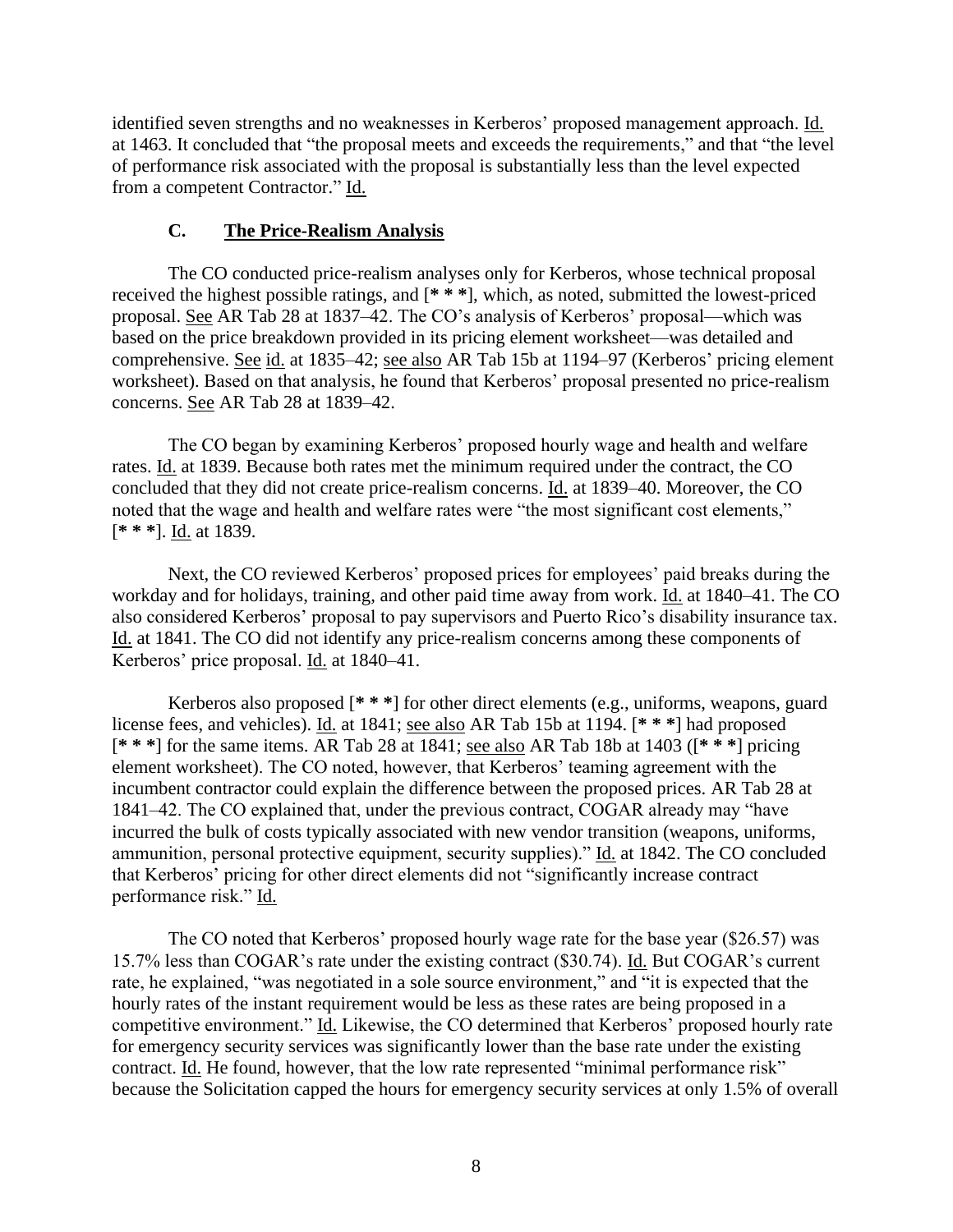identified seven strengths and no weaknesses in Kerberos' proposed management approach. Id. at 1463. It concluded that "the proposal meets and exceeds the requirements," and that "the level of performance risk associated with the proposal is substantially less than the level expected from a competent Contractor." Id.

### C. The Price-Realism Analysis

The CO conducted price-realism analyses only for Kerberos, whose technical proposal received the highest possible ratings, and [**\* \* \***], which, as noted, submitted the lowest-priced proposal. See AR Tab 28 at 1837–42. The CO's analysis of Kerberos' proposal—which was based on the price breakdown provided in its pricing element worksheet—was detailed and comprehensive. See id. at 1835–42; see also AR Tab 15b at 1194–97 (Kerberos' pricing element worksheet). Based on that analysis, he found that Kerberos' proposal presented no price-realism concerns. See AR Tab 28 at 1839–42.

The CO began by examining Kerberos' proposed hourly wage and health and welfare rates. Id. at 1839. Because both rates met the minimum required under the contract, the CO concluded that they did not create price-realism concerns. Id. at 1839–40. Moreover, the CO noted that the wage and health and welfare rates were "the most significant cost elements," [**\* \* \***]. Id. at 1839.

Next, the CO reviewed Kerberos' proposed prices for employees' paid breaks during the workday and for holidays, training, and other paid time away from work. Id. at 1840–41. The CO also considered Kerberos' proposal to pay supervisors and Puerto Rico's disability insurance tax. Id. at 1841. The CO did not identify any price-realism concerns among these components of Kerberos' price proposal. Id. at 1840–41.

Kerberos also proposed [**\* \* \***] for other direct elements (e.g., uniforms, weapons, guard license fees, and vehicles). Id. at 1841; see also AR Tab 15b at 1194. [**\* \* \***] had proposed [**\* \* \***] for the same items. AR Tab 28 at 1841; see also AR Tab 18b at 1403 ([**\* \* \***] pricing element worksheet). The CO noted, however, that Kerberos' teaming agreement with the incumbent contractor could explain the difference between the proposed prices. AR Tab 28 at 1841–42. The CO explained that, under the previous contract, COGAR already may "have incurred the bulk of costs typically associated with new vendor transition (weapons, uniforms, ammunition, personal protective equipment, security supplies)." Id. at 1842. The CO concluded that Kerberos' pricing for other direct elements did not "significantly increase contract performance risk." Id.

The CO noted that Kerberos' proposed hourly wage rate for the base year ($26.57) was 15.7% less than COGAR's rate under the existing contract ($30.74). Id. But COGAR's current rate, he explained, "was negotiated in a sole source environment," and "it is expected that the hourly rates of the instant requirement would be less as these rates are being proposed in a competitive environment." Id. Likewise, the CO determined that Kerberos' proposed hourly rate for emergency security services was significantly lower than the base rate under the existing contract. Id. He found, however, that the low rate represented "minimal performance risk" because the Solicitation capped the hours for emergency security services at only 1.5% of overall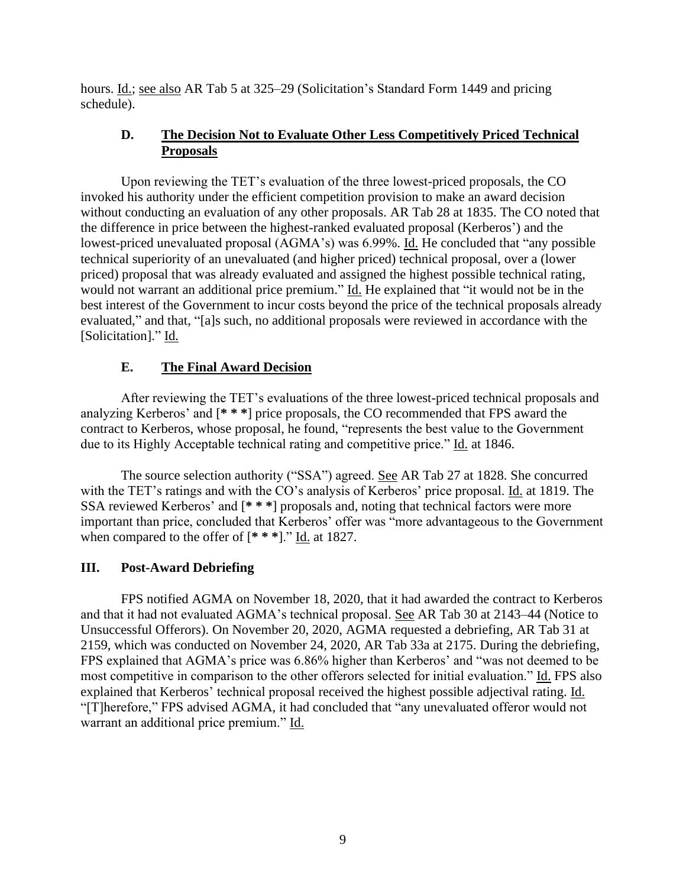hours. Id.; see also AR Tab 5 at 325–29 (Solicitation's Standard Form 1449 and pricing schedule).

### D. The Decision Not to Evaluate Other Less Competitively Priced Technical Proposals

Upon reviewing the TET's evaluation of the three lowest-priced proposals, the CO invoked his authority under the efficient competition provision to make an award decision without conducting an evaluation of any other proposals. AR Tab 28 at 1835. The CO noted that the difference in price between the highest-ranked evaluated proposal (Kerberos') and the lowest-priced unevaluated proposal (AGMA's) was 6.99%. Id. He concluded that "any possible technical superiority of an unevaluated (and higher priced) technical proposal, over a (lower priced) proposal that was already evaluated and assigned the highest possible technical rating, would not warrant an additional price premium." Id. He explained that "it would not be in the best interest of the Government to incur costs beyond the price of the technical proposals already evaluated," and that, "[a]s such, no additional proposals were reviewed in accordance with the [Solicitation]." Id.

### E. The Final Award Decision

After reviewing the TET's evaluations of the three lowest-priced technical proposals and analyzing Kerberos' and [**\* \* \***] price proposals, the CO recommended that FPS award the contract to Kerberos, whose proposal, he found, "represents the best value to the Government due to its Highly Acceptable technical rating and competitive price." Id. at 1846.

The source selection authority ("SSA") agreed. See AR Tab 27 at 1828. She concurred with the TET's ratings and with the CO's analysis of Kerberos' price proposal. Id. at 1819. The SSA reviewed Kerberos' and [**\* \* \***] proposals and, noting that technical factors were more important than price, concluded that Kerberos' offer was "more advantageous to the Government when compared to the offer of [**\* \* \***]." Id. at 1827.

## III. Post-Award Debriefing

FPS notified AGMA on November 18, 2020, that it had awarded the contract to Kerberos and that it had not evaluated AGMA's technical proposal. See AR Tab 30 at 2143–44 (Notice to Unsuccessful Offerors). On November 20, 2020, AGMA requested a debriefing, AR Tab 31 at 2159, which was conducted on November 24, 2020, AR Tab 33a at 2175. During the debriefing, FPS explained that AGMA's price was 6.86% higher than Kerberos' and "was not deemed to be most competitive in comparison to the other offerors selected for initial evaluation." Id. FPS also explained that Kerberos' technical proposal received the highest possible adjectival rating. Id. "[T]herefore," FPS advised AGMA, it had concluded that "any unevaluated offeror would not warrant an additional price premium." Id.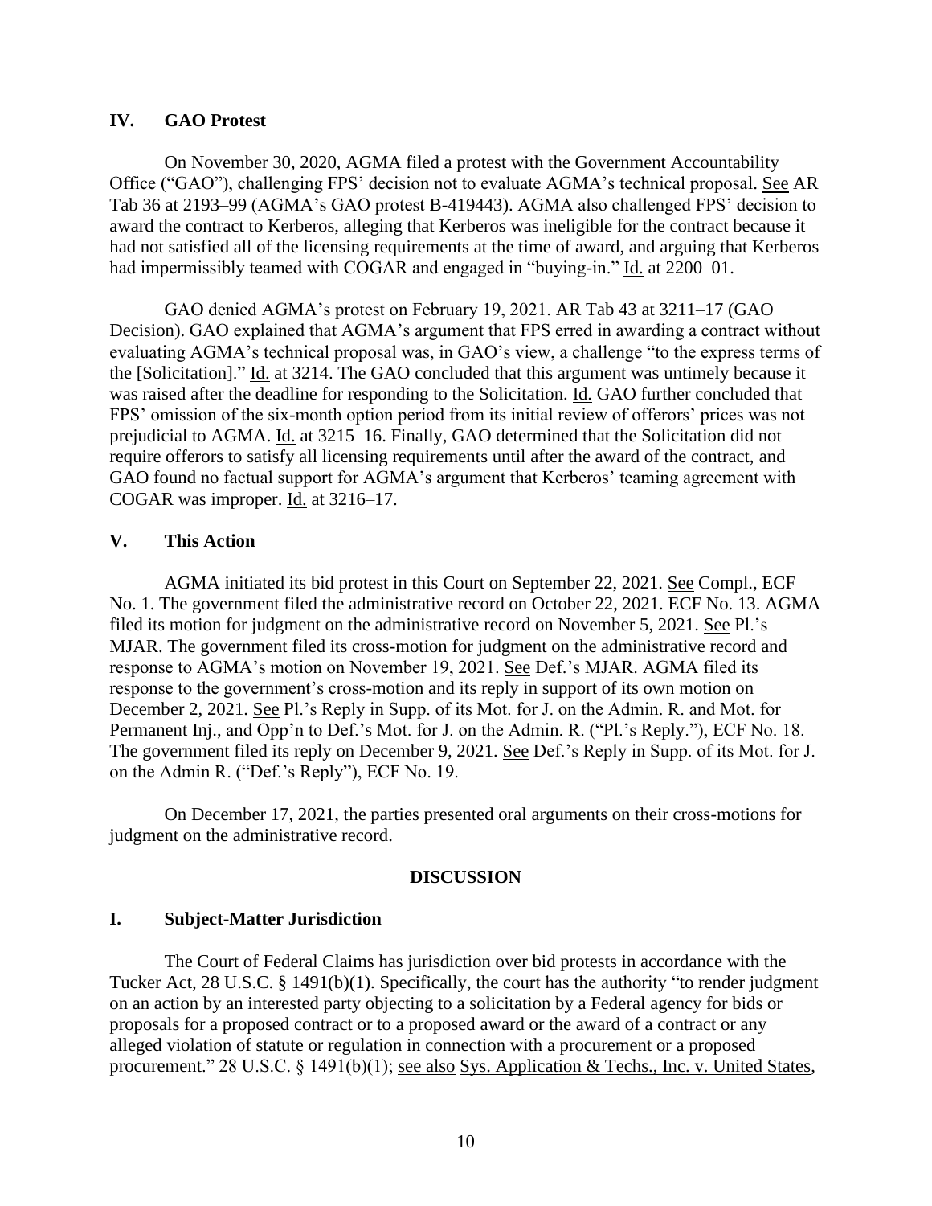## IV. GAO Protest

On November 30, 2020, AGMA filed a protest with the Government Accountability Office ("GAO"), challenging FPS' decision not to evaluate AGMA's technical proposal. See AR Tab 36 at 2193–99 (AGMA's GAO protest B-419443). AGMA also challenged FPS' decision to award the contract to Kerberos, alleging that Kerberos was ineligible for the contract because it had not satisfied all of the licensing requirements at the time of award, and arguing that Kerberos had impermissibly teamed with COGAR and engaged in "buying-in." Id. at 2200–01.

GAO denied AGMA's protest on February 19, 2021. AR Tab 43 at 3211–17 (GAO Decision). GAO explained that AGMA's argument that FPS erred in awarding a contract without evaluating AGMA's technical proposal was, in GAO's view, a challenge "to the express terms of the [Solicitation]." Id. at 3214. The GAO concluded that this argument was untimely because it was raised after the deadline for responding to the Solicitation. Id. GAO further concluded that FPS' omission of the six-month option period from its initial review of offerors' prices was not prejudicial to AGMA. Id. at 3215–16. Finally, GAO determined that the Solicitation did not require offerors to satisfy all licensing requirements until after the award of the contract, and GAO found no factual support for AGMA's argument that Kerberos' teaming agreement with COGAR was improper. Id. at 3216–17.

## V. This Action

AGMA initiated its bid protest in this Court on September 22, 2021. See Compl., ECF No. 1. The government filed the administrative record on October 22, 2021. ECF No. 13. AGMA filed its motion for judgment on the administrative record on November 5, 2021. See Pl.'s MJAR. The government filed its cross-motion for judgment on the administrative record and response to AGMA's motion on November 19, 2021. See Def.'s MJAR. AGMA filed its response to the government's cross-motion and its reply in support of its own motion on December 2, 2021. See Pl.'s Reply in Supp. of its Mot. for J. on the Admin. R. and Mot. for Permanent Inj., and Opp'n to Def.'s Mot. for J. on the Admin. R. ("Pl.'s Reply."), ECF No. 18. The government filed its reply on December 9, 2021. See Def.'s Reply in Supp. of its Mot. for J. on the Admin R. ("Def.'s Reply"), ECF No. 19.

On December 17, 2021, the parties presented oral arguments on their cross-motions for judgment on the administrative record.

# DISCUSSION

## I. Subject-Matter Jurisdiction

The Court of Federal Claims has jurisdiction over bid protests in accordance with the Tucker Act, 28 U.S.C. § 1491(b)(1). Specifically, the court has the authority "to render judgment on an action by an interested party objecting to a solicitation by a Federal agency for bids or proposals for a proposed contract or to a proposed award or the award of a contract or any alleged violation of statute or regulation in connection with a procurement or a proposed procurement." 28 U.S.C. § 1491(b)(1); see also Sys. Application & Techs., Inc. v. United States,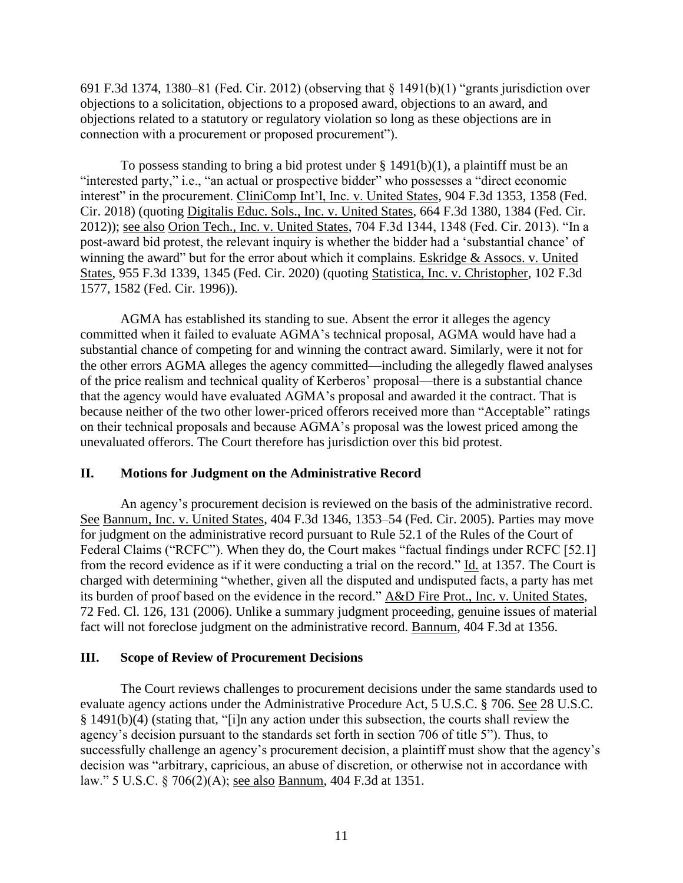691 F.3d 1374, 1380–81 (Fed. Cir. 2012) (observing that § 1491(b)(1) "grants jurisdiction over objections to a solicitation, objections to a proposed award, objections to an award, and objections related to a statutory or regulatory violation so long as these objections are in connection with a procurement or proposed procurement").

To possess standing to bring a bid protest under § 1491(b)(1), a plaintiff must be an "interested party," i.e., "an actual or prospective bidder" who possesses a "direct economic interest" in the procurement. CliniComp Int'l, Inc. v. United States, 904 F.3d 1353, 1358 (Fed. Cir. 2018) (quoting Digitalis Educ. Sols., Inc. v. United States, 664 F.3d 1380, 1384 (Fed. Cir. 2012)); see also Orion Tech., Inc. v. United States, 704 F.3d 1344, 1348 (Fed. Cir. 2013). "In a post-award bid protest, the relevant inquiry is whether the bidder had a 'substantial chance' of winning the award" but for the error about which it complains. Eskridge & Assocs. v. United States, 955 F.3d 1339, 1345 (Fed. Cir. 2020) (quoting Statistica, Inc. v. Christopher, 102 F.3d 1577, 1582 (Fed. Cir. 1996)).

AGMA has established its standing to sue. Absent the error it alleges the agency committed when it failed to evaluate AGMA's technical proposal, AGMA would have had a substantial chance of competing for and winning the contract award. Similarly, were it not for the other errors AGMA alleges the agency committed—including the allegedly flawed analyses of the price realism and technical quality of Kerberos' proposal—there is a substantial chance that the agency would have evaluated AGMA's proposal and awarded it the contract. That is because neither of the two other lower-priced offerors received more than "Acceptable" ratings on their technical proposals and because AGMA's proposal was the lowest priced among the unevaluated offerors. The Court therefore has jurisdiction over this bid protest.

## II. Motions for Judgment on the Administrative Record

An agency's procurement decision is reviewed on the basis of the administrative record. See Bannum, Inc. v. United States, 404 F.3d 1346, 1353–54 (Fed. Cir. 2005). Parties may move for judgment on the administrative record pursuant to Rule 52.1 of the Rules of the Court of Federal Claims ("RCFC"). When they do, the Court makes "factual findings under RCFC [52.1] from the record evidence as if it were conducting a trial on the record." Id. at 1357. The Court is charged with determining "whether, given all the disputed and undisputed facts, a party has met its burden of proof based on the evidence in the record." A&D Fire Prot., Inc. v. United States, 72 Fed. Cl. 126, 131 (2006). Unlike a summary judgment proceeding, genuine issues of material fact will not foreclose judgment on the administrative record. Bannum, 404 F.3d at 1356.

## III. Scope of Review of Procurement Decisions

The Court reviews challenges to procurement decisions under the same standards used to evaluate agency actions under the Administrative Procedure Act, 5 U.S.C. § 706. See 28 U.S.C. § 1491(b)(4) (stating that, "[i]n any action under this subsection, the courts shall review the agency's decision pursuant to the standards set forth in section 706 of title 5"). Thus, to successfully challenge an agency's procurement decision, a plaintiff must show that the agency's decision was "arbitrary, capricious, an abuse of discretion, or otherwise not in accordance with law." 5 U.S.C. § 706(2)(A); see also Bannum, 404 F.3d at 1351.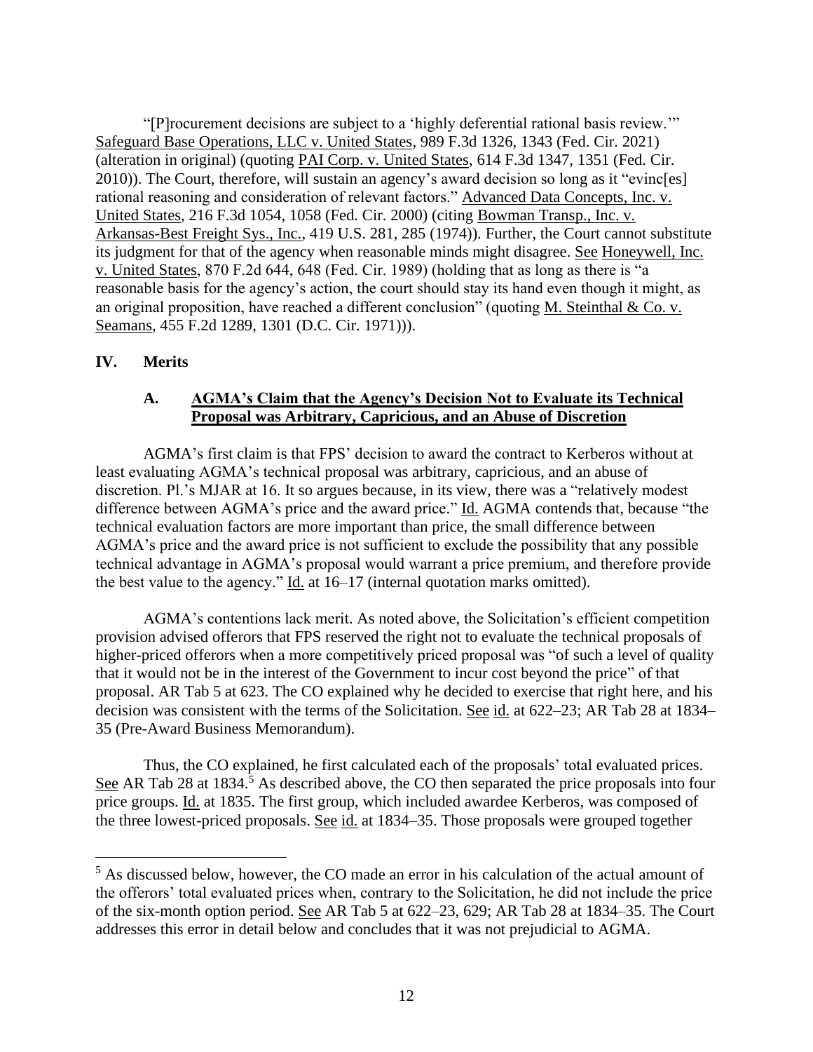"[P]rocurement decisions are subject to a 'highly deferential rational basis review.'" Safeguard Base Operations, LLC v. United States, 989 F.3d 1326, 1343 (Fed. Cir. 2021) (alteration in original) (quoting PAI Corp. v. United States, 614 F.3d 1347, 1351 (Fed. Cir. 2010)). The Court, therefore, will sustain an agency's award decision so long as it "evinc[es] rational reasoning and consideration of relevant factors." Advanced Data Concepts, Inc. v. United States, 216 F.3d 1054, 1058 (Fed. Cir. 2000) (citing Bowman Transp., Inc. v. Arkansas-Best Freight Sys., Inc., 419 U.S. 281, 285 (1974)). Further, the Court cannot substitute its judgment for that of the agency when reasonable minds might disagree. See Honeywell, Inc. v. United States, 870 F.2d 644, 648 (Fed. Cir. 1989) (holding that as long as there is "a reasonable basis for the agency's action, the court should stay its hand even though it might, as an original proposition, have reached a different conclusion" (quoting M. Steinthal & Co. v. Seamans, 455 F.2d 1289, 1301 (D.C. Cir. 1971))).

## IV. Merits

### A. AGMA's Claim that the Agency's Decision Not to Evaluate its Technical Proposal was Arbitrary, Capricious, and an Abuse of Discretion

AGMA's first claim is that FPS' decision to award the contract to Kerberos without at least evaluating AGMA's technical proposal was arbitrary, capricious, and an abuse of discretion. Pl.'s MJAR at 16. It so argues because, in its view, there was a "relatively modest difference between AGMA's price and the award price." Id. AGMA contends that, because "the technical evaluation factors are more important than price, the small difference between AGMA's price and the award price is not sufficient to exclude the possibility that any possible technical advantage in AGMA's proposal would warrant a price premium, and therefore provide the best value to the agency." Id. at 16–17 (internal quotation marks omitted).

AGMA's contentions lack merit. As noted above, the Solicitation's efficient competition provision advised offerors that FPS reserved the right not to evaluate the technical proposals of higher-priced offerors when a more competitively priced proposal was "of such a level of quality that it would not be in the interest of the Government to incur cost beyond the price" of that proposal. AR Tab 5 at 623. The CO explained why he decided to exercise that right here, and his decision was consistent with the terms of the Solicitation. See id. at 622–23; AR Tab 28 at 1834–35 (Pre-Award Business Memorandum).

Thus, the CO explained, he first calculated each of the proposals' total evaluated prices. See AR Tab 28 at 1834.[5] As described above, the CO then separated the price proposals into four price groups. Id. at 1835. The first group, which included awardee Kerberos, was composed of the three lowest-priced proposals. See id. at 1834–35. Those proposals were grouped together

---

[5] As discussed below, however, the CO made an error in his calculation of the actual amount of the offerors' total evaluated prices when, contrary to the Solicitation, he did not include the price of the six-month option period. See AR Tab 5 at 622–23, 629; AR Tab 28 at 1834–35. The Court addresses this error in detail below and concludes that it was not prejudicial to AGMA.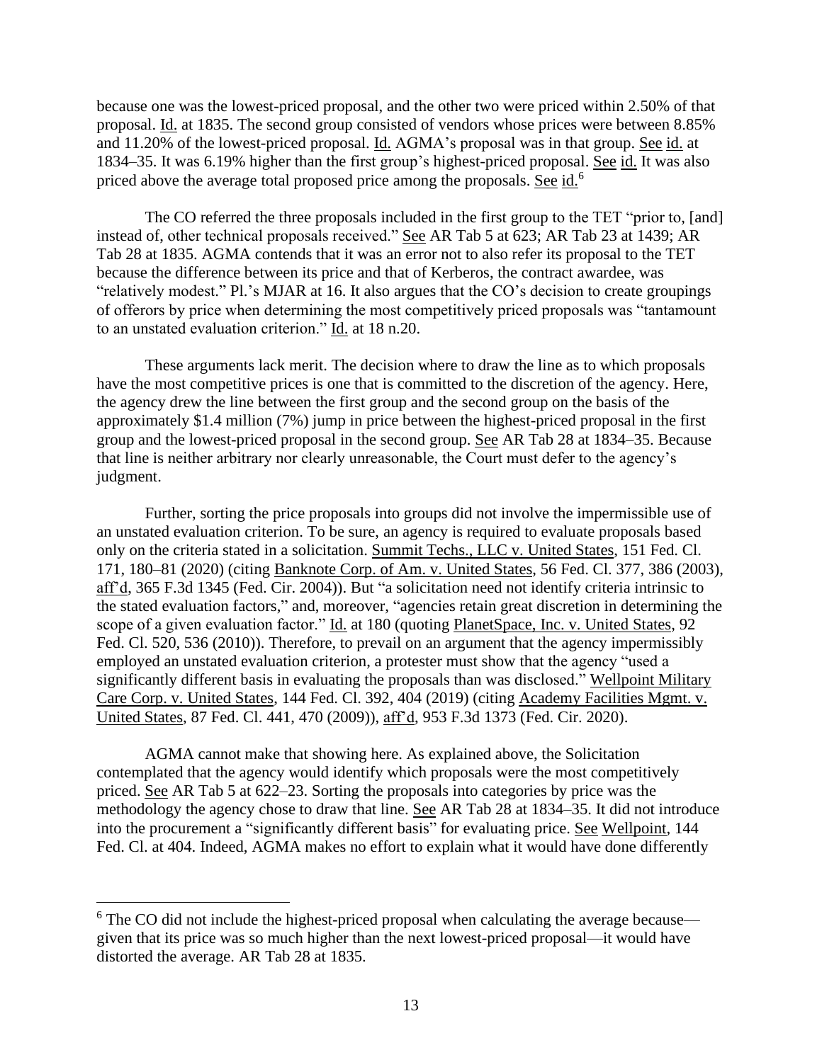because one was the lowest-priced proposal, and the other two were priced within 2.50% of that proposal. Id. at 1835. The second group consisted of vendors whose prices were between 8.85% and 11.20% of the lowest-priced proposal. Id. AGMA's proposal was in that group. See id. at 1834–35. It was 6.19% higher than the first group's highest-priced proposal. See id. It was also priced above the average total proposed price among the proposals. See id.[6]

The CO referred the three proposals included in the first group to the TET "prior to, [and] instead of, other technical proposals received." See AR Tab 5 at 623; AR Tab 23 at 1439; AR Tab 28 at 1835. AGMA contends that it was an error not to also refer its proposal to the TET because the difference between its price and that of Kerberos, the contract awardee, was "relatively modest." Pl.'s MJAR at 16. It also argues that the CO's decision to create groupings of offerors by price when determining the most competitively priced proposals was "tantamount to an unstated evaluation criterion." Id. at 18 n.20.

These arguments lack merit. The decision where to draw the line as to which proposals have the most competitive prices is one that is committed to the discretion of the agency. Here, the agency drew the line between the first group and the second group on the basis of the approximately $1.4 million (7%) jump in price between the highest-priced proposal in the first group and the lowest-priced proposal in the second group. See AR Tab 28 at 1834–35. Because that line is neither arbitrary nor clearly unreasonable, the Court must defer to the agency's judgment.

Further, sorting the price proposals into groups did not involve the impermissible use of an unstated evaluation criterion. To be sure, an agency is required to evaluate proposals based only on the criteria stated in a solicitation. Summit Techs., LLC v. United States, 151 Fed. Cl. 171, 180–81 (2020) (citing Banknote Corp. of Am. v. United States, 56 Fed. Cl. 377, 386 (2003), aff'd, 365 F.3d 1345 (Fed. Cir. 2004)). But "a solicitation need not identify criteria intrinsic to the stated evaluation factors," and, moreover, "agencies retain great discretion in determining the scope of a given evaluation factor." Id. at 180 (quoting PlanetSpace, Inc. v. United States, 92 Fed. Cl. 520, 536 (2010)). Therefore, to prevail on an argument that the agency impermissibly employed an unstated evaluation criterion, a protester must show that the agency "used a significantly different basis in evaluating the proposals than was disclosed." Wellpoint Military Care Corp. v. United States, 144 Fed. Cl. 392, 404 (2019) (citing Academy Facilities Mgmt. v. United States, 87 Fed. Cl. 441, 470 (2009)), aff'd, 953 F.3d 1373 (Fed. Cir. 2020).

AGMA cannot make that showing here. As explained above, the Solicitation contemplated that the agency would identify which proposals were the most competitively priced. See AR Tab 5 at 622–23. Sorting the proposals into categories by price was the methodology the agency chose to draw that line. See AR Tab 28 at 1834–35. It did not introduce into the procurement a "significantly different basis" for evaluating price. See Wellpoint, 144 Fed. Cl. at 404. Indeed, AGMA makes no effort to explain what it would have done differently

[6] The CO did not include the highest-priced proposal when calculating the average because—given that its price was so much higher than the next lowest-priced proposal—it would have distorted the average. AR Tab 28 at 1835.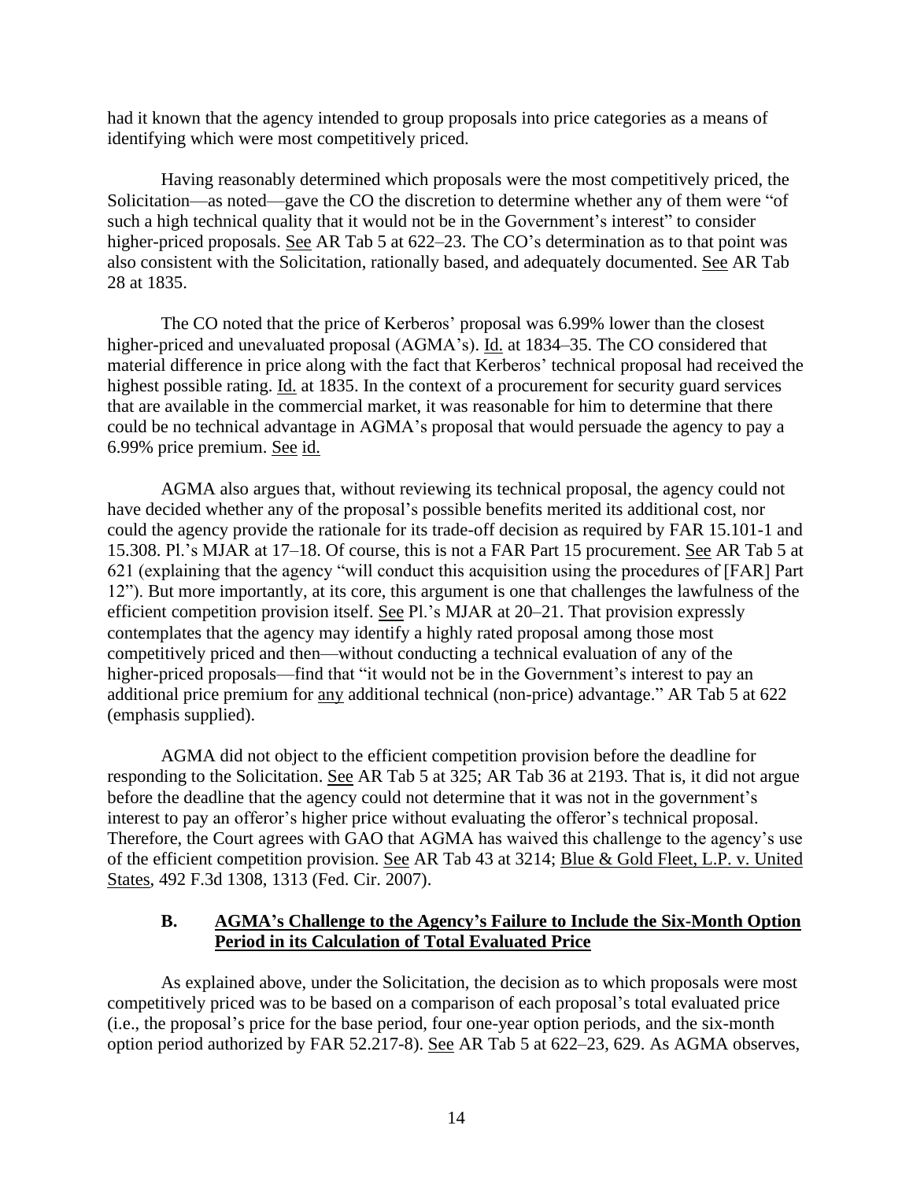had it known that the agency intended to group proposals into price categories as a means of identifying which were most competitively priced.

Having reasonably determined which proposals were the most competitively priced, the Solicitation—as noted—gave the CO the discretion to determine whether any of them were "of such a high technical quality that it would not be in the Government's interest" to consider higher-priced proposals. See AR Tab 5 at 622–23. The CO's determination as to that point was also consistent with the Solicitation, rationally based, and adequately documented. See AR Tab 28 at 1835.

The CO noted that the price of Kerberos' proposal was 6.99% lower than the closest higher-priced and unevaluated proposal (AGMA's). Id. at 1834–35. The CO considered that material difference in price along with the fact that Kerberos' technical proposal had received the highest possible rating. Id. at 1835. In the context of a procurement for security guard services that are available in the commercial market, it was reasonable for him to determine that there could be no technical advantage in AGMA's proposal that would persuade the agency to pay a 6.99% price premium. See id.

AGMA also argues that, without reviewing its technical proposal, the agency could not have decided whether any of the proposal's possible benefits merited its additional cost, nor could the agency provide the rationale for its trade-off decision as required by FAR 15.101-1 and 15.308. Pl.'s MJAR at 17–18. Of course, this is not a FAR Part 15 procurement. See AR Tab 5 at 621 (explaining that the agency "will conduct this acquisition using the procedures of [FAR] Part 12"). But more importantly, at its core, this argument is one that challenges the lawfulness of the efficient competition provision itself. See Pl.'s MJAR at 20–21. That provision expressly contemplates that the agency may identify a highly rated proposal among those most competitively priced and then—without conducting a technical evaluation of any of the higher-priced proposals—find that "it would not be in the Government's interest to pay an additional price premium for any additional technical (non-price) advantage." AR Tab 5 at 622 (emphasis supplied).

AGMA did not object to the efficient competition provision before the deadline for responding to the Solicitation. See AR Tab 5 at 325; AR Tab 36 at 2193. That is, it did not argue before the deadline that the agency could not determine that it was not in the government's interest to pay an offeror's higher price without evaluating the offeror's technical proposal. Therefore, the Court agrees with GAO that AGMA has waived this challenge to the agency's use of the efficient competition provision. See AR Tab 43 at 3214; Blue & Gold Fleet, L.P. v. United States, 492 F.3d 1308, 1313 (Fed. Cir. 2007).

### B. AGMA's Challenge to the Agency's Failure to Include the Six-Month Option Period in its Calculation of Total Evaluated Price

As explained above, under the Solicitation, the decision as to which proposals were most competitively priced was to be based on a comparison of each proposal's total evaluated price (i.e., the proposal's price for the base period, four one-year option periods, and the six-month option period authorized by FAR 52.217-8). See AR Tab 5 at 622–23, 629. As AGMA observes,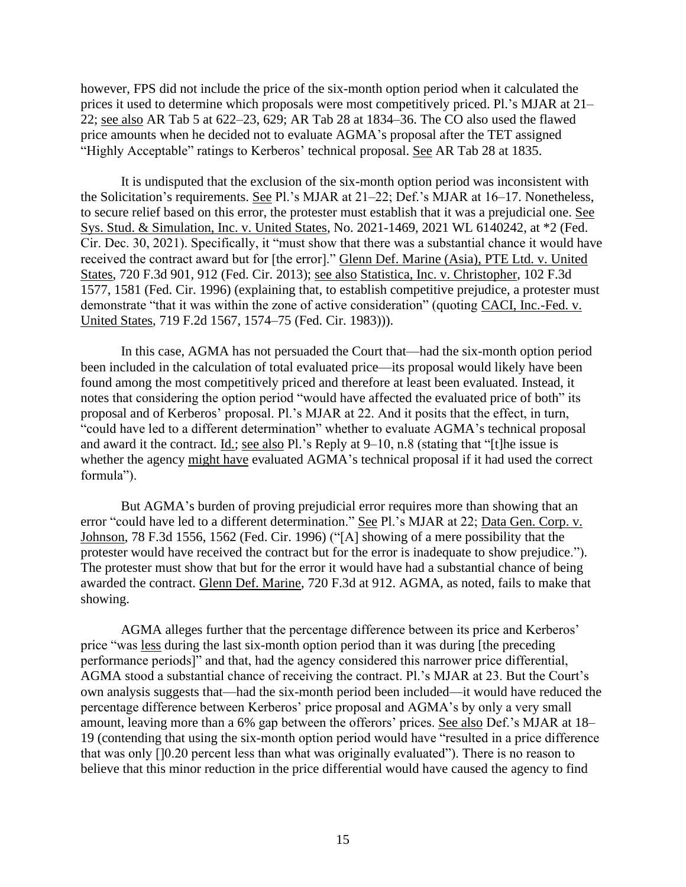however, FPS did not include the price of the six-month option period when it calculated the prices it used to determine which proposals were most competitively priced. Pl.'s MJAR at 21–22; see also AR Tab 5 at 622–23, 629; AR Tab 28 at 1834–36. The CO also used the flawed price amounts when he decided not to evaluate AGMA's proposal after the TET assigned "Highly Acceptable" ratings to Kerberos' technical proposal. See AR Tab 28 at 1835.

It is undisputed that the exclusion of the six-month option period was inconsistent with the Solicitation's requirements. See Pl.'s MJAR at 21–22; Def.'s MJAR at 16–17. Nonetheless, to secure relief based on this error, the protester must establish that it was a prejudicial one. See Sys. Stud. & Simulation, Inc. v. United States, No. 2021-1469, 2021 WL 6140242, at *2 (Fed. Cir. Dec. 30, 2021). Specifically, it "must show that there was a substantial chance it would have received the contract award but for [the error]." Glenn Def. Marine (Asia), PTE Ltd. v. United States, 720 F.3d 901, 912 (Fed. Cir. 2013); see also Statistica, Inc. v. Christopher, 102 F.3d 1577, 1581 (Fed. Cir. 1996) (explaining that, to establish competitive prejudice, a protester must demonstrate "that it was within the zone of active consideration" (quoting CACI, Inc.-Fed. v. United States, 719 F.2d 1567, 1574–75 (Fed. Cir. 1983))).

In this case, AGMA has not persuaded the Court that—had the six-month option period been included in the calculation of total evaluated price—its proposal would likely have been found among the most competitively priced and therefore at least been evaluated. Instead, it notes that considering the option period "would have affected the evaluated price of both" its proposal and of Kerberos' proposal. Pl.'s MJAR at 22. And it posits that the effect, in turn, "could have led to a different determination" whether to evaluate AGMA's technical proposal and award it the contract. Id.; see also Pl.'s Reply at 9–10, n.8 (stating that "[t]he issue is whether the agency might have evaluated AGMA's technical proposal if it had used the correct formula").

But AGMA's burden of proving prejudicial error requires more than showing that an error "could have led to a different determination." See Pl.'s MJAR at 22; Data Gen. Corp. v. Johnson, 78 F.3d 1556, 1562 (Fed. Cir. 1996) ("[A] showing of a mere possibility that the protester would have received the contract but for the error is inadequate to show prejudice."). The protester must show that but for the error it would have had a substantial chance of being awarded the contract. Glenn Def. Marine, 720 F.3d at 912. AGMA, as noted, fails to make that showing.

AGMA alleges further that the percentage difference between its price and Kerberos' price "was less during the last six-month option period than it was during [the preceding performance periods]" and that, had the agency considered this narrower price differential, AGMA stood a substantial chance of receiving the contract. Pl.'s MJAR at 23. But the Court's own analysis suggests that—had the six-month period been included—it would have reduced the percentage difference between Kerberos' price proposal and AGMA's by only a very small amount, leaving more than a 6% gap between the offerors' prices. See also Def.'s MJAR at 18–19 (contending that using the six-month option period would have "resulted in a price difference that was only []0.20 percent less than what was originally evaluated"). There is no reason to believe that this minor reduction in the price differential would have caused the agency to find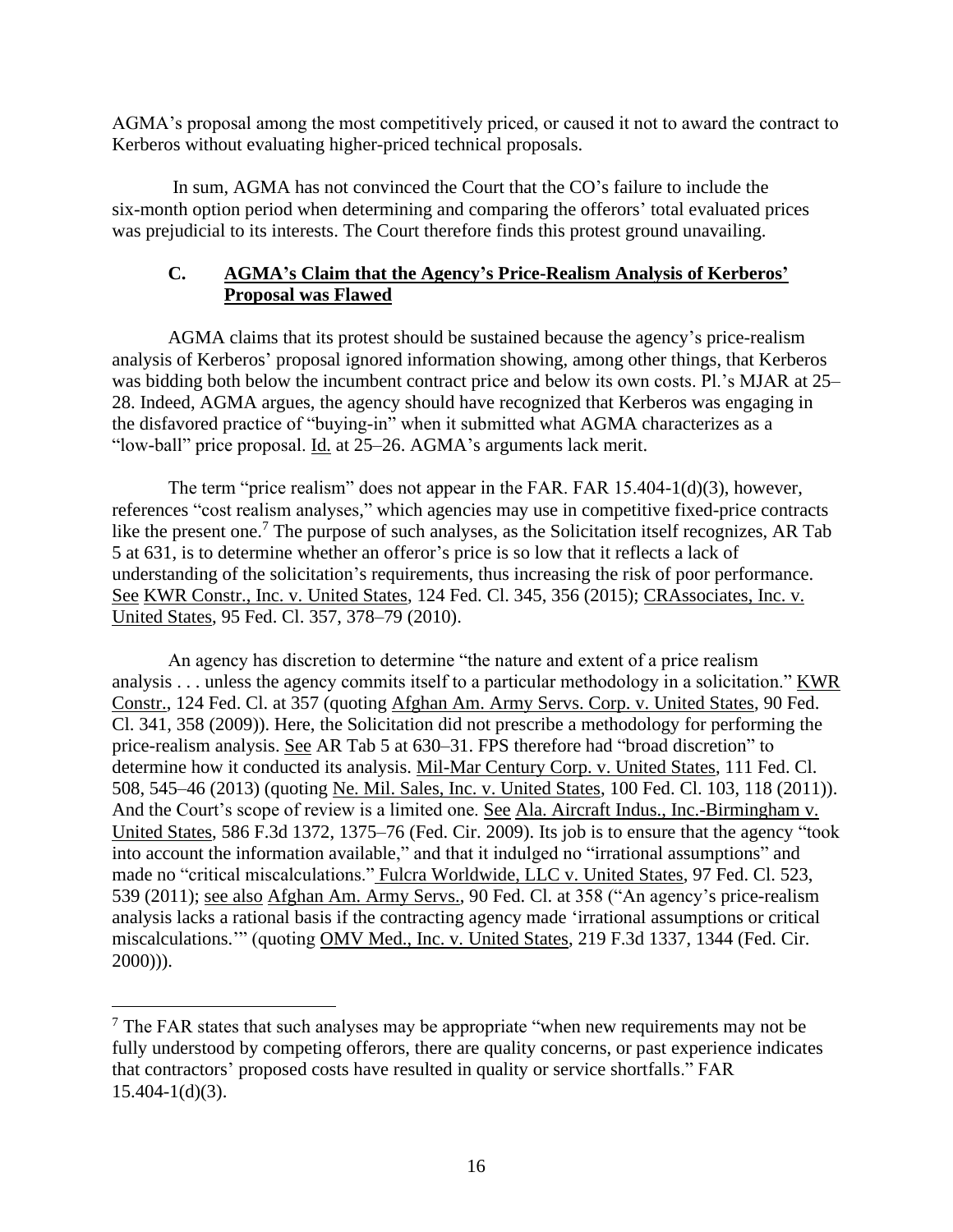AGMA's proposal among the most competitively priced, or caused it not to award the contract to Kerberos without evaluating higher-priced technical proposals.

In sum, AGMA has not convinced the Court that the CO's failure to include the six-month option period when determining and comparing the offerors' total evaluated prices was prejudicial to its interests. The Court therefore finds this protest ground unavailing.

### C. AGMA's Claim that the Agency's Price-Realism Analysis of Kerberos' Proposal was Flawed

AGMA claims that its protest should be sustained because the agency's price-realism analysis of Kerberos' proposal ignored information showing, among other things, that Kerberos was bidding both below the incumbent contract price and below its own costs. Pl.'s MJAR at 25–28. Indeed, AGMA argues, the agency should have recognized that Kerberos was engaging in the disfavored practice of "buying-in" when it submitted what AGMA characterizes as a "low-ball" price proposal. Id. at 25–26. AGMA's arguments lack merit.

The term "price realism" does not appear in the FAR. FAR 15.404-1(d)(3), however, references "cost realism analyses," which agencies may use in competitive fixed-price contracts like the present one.[7] The purpose of such analyses, as the Solicitation itself recognizes, AR Tab 5 at 631, is to determine whether an offeror's price is so low that it reflects a lack of understanding of the solicitation's requirements, thus increasing the risk of poor performance. See KWR Constr., Inc. v. United States, 124 Fed. Cl. 345, 356 (2015); CRAssociates, Inc. v. United States, 95 Fed. Cl. 357, 378–79 (2010).

An agency has discretion to determine "the nature and extent of a price realism analysis . . . unless the agency commits itself to a particular methodology in a solicitation." KWR Constr., 124 Fed. Cl. at 357 (quoting Afghan Am. Army Servs. Corp. v. United States, 90 Fed. Cl. 341, 358 (2009)). Here, the Solicitation did not prescribe a methodology for performing the price-realism analysis. See AR Tab 5 at 630–31. FPS therefore had "broad discretion" to determine how it conducted its analysis. Mil-Mar Century Corp. v. United States, 111 Fed. Cl. 508, 545–46 (2013) (quoting Ne. Mil. Sales, Inc. v. United States, 100 Fed. Cl. 103, 118 (2011)). And the Court's scope of review is a limited one. See Ala. Aircraft Indus., Inc.-Birmingham v. United States, 586 F.3d 1372, 1375–76 (Fed. Cir. 2009). Its job is to ensure that the agency "took into account the information available," and that it indulged no "irrational assumptions" and made no "critical miscalculations." Fulcra Worldwide, LLC v. United States, 97 Fed. Cl. 523, 539 (2011); see also Afghan Am. Army Servs., 90 Fed. Cl. at 358 ("An agency's price-realism analysis lacks a rational basis if the contracting agency made 'irrational assumptions or critical miscalculations.'" (quoting OMV Med., Inc. v. United States, 219 F.3d 1337, 1344 (Fed. Cir. 2000))).

---

[7] The FAR states that such analyses may be appropriate "when new requirements may not be fully understood by competing offerors, there are quality concerns, or past experience indicates that contractors' proposed costs have resulted in quality or service shortfalls." FAR 15.404-1(d)(3).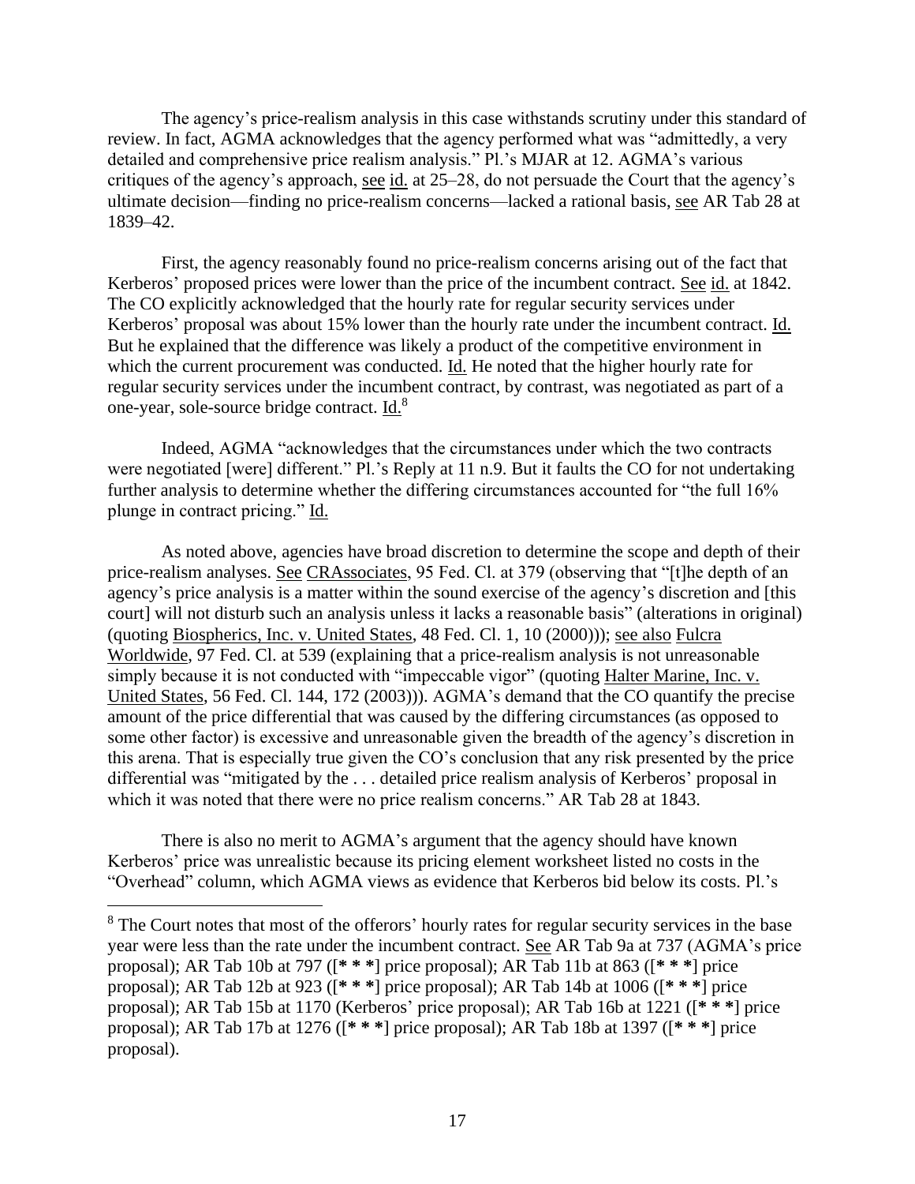The agency's price-realism analysis in this case withstands scrutiny under this standard of review. In fact, AGMA acknowledges that the agency performed what was "admittedly, a very detailed and comprehensive price realism analysis." Pl.'s MJAR at 12. AGMA's various critiques of the agency's approach, see id. at 25–28, do not persuade the Court that the agency's ultimate decision—finding no price-realism concerns—lacked a rational basis, see AR Tab 28 at 1839–42.

First, the agency reasonably found no price-realism concerns arising out of the fact that Kerberos' proposed prices were lower than the price of the incumbent contract. See id. at 1842. The CO explicitly acknowledged that the hourly rate for regular security services under Kerberos' proposal was about 15% lower than the hourly rate under the incumbent contract. Id. But he explained that the difference was likely a product of the competitive environment in which the current procurement was conducted. Id. He noted that the higher hourly rate for regular security services under the incumbent contract, by contrast, was negotiated as part of a one-year, sole-source bridge contract. Id.[8]

Indeed, AGMA "acknowledges that the circumstances under which the two contracts were negotiated [were] different." Pl.'s Reply at 11 n.9. But it faults the CO for not undertaking further analysis to determine whether the differing circumstances accounted for "the full 16% plunge in contract pricing." Id.

As noted above, agencies have broad discretion to determine the scope and depth of their price-realism analyses. See CRAssociates, 95 Fed. Cl. at 379 (observing that "[t]he depth of an agency's price analysis is a matter within the sound exercise of the agency's discretion and [this court] will not disturb such an analysis unless it lacks a reasonable basis" (alterations in original) (quoting Biospherics, Inc. v. United States, 48 Fed. Cl. 1, 10 (2000))); see also Fulcra Worldwide, 97 Fed. Cl. at 539 (explaining that a price-realism analysis is not unreasonable simply because it is not conducted with "impeccable vigor" (quoting Halter Marine, Inc. v. United States, 56 Fed. Cl. 144, 172 (2003))). AGMA's demand that the CO quantify the precise amount of the price differential that was caused by the differing circumstances (as opposed to some other factor) is excessive and unreasonable given the breadth of the agency's discretion in this arena. That is especially true given the CO's conclusion that any risk presented by the price differential was "mitigated by the . . . detailed price realism analysis of Kerberos' proposal in which it was noted that there were no price realism concerns." AR Tab 28 at 1843.

There is also no merit to AGMA's argument that the agency should have known Kerberos' price was unrealistic because its pricing element worksheet listed no costs in the "Overhead" column, which AGMA views as evidence that Kerberos bid below its costs. Pl.'s

---

[8] The Court notes that most of the offerors' hourly rates for regular security services in the base year were less than the rate under the incumbent contract. See AR Tab 9a at 737 (AGMA's price proposal); AR Tab 10b at 797 ([* * *] price proposal); AR Tab 11b at 863 ([* * *] price proposal); AR Tab 12b at 923 ([* * *] price proposal); AR Tab 14b at 1006 ([* * *] price proposal); AR Tab 15b at 1170 (Kerberos' price proposal); AR Tab 16b at 1221 ([* * *] price proposal); AR Tab 17b at 1276 ([* * *] price proposal); AR Tab 18b at 1397 ([* * *] price proposal).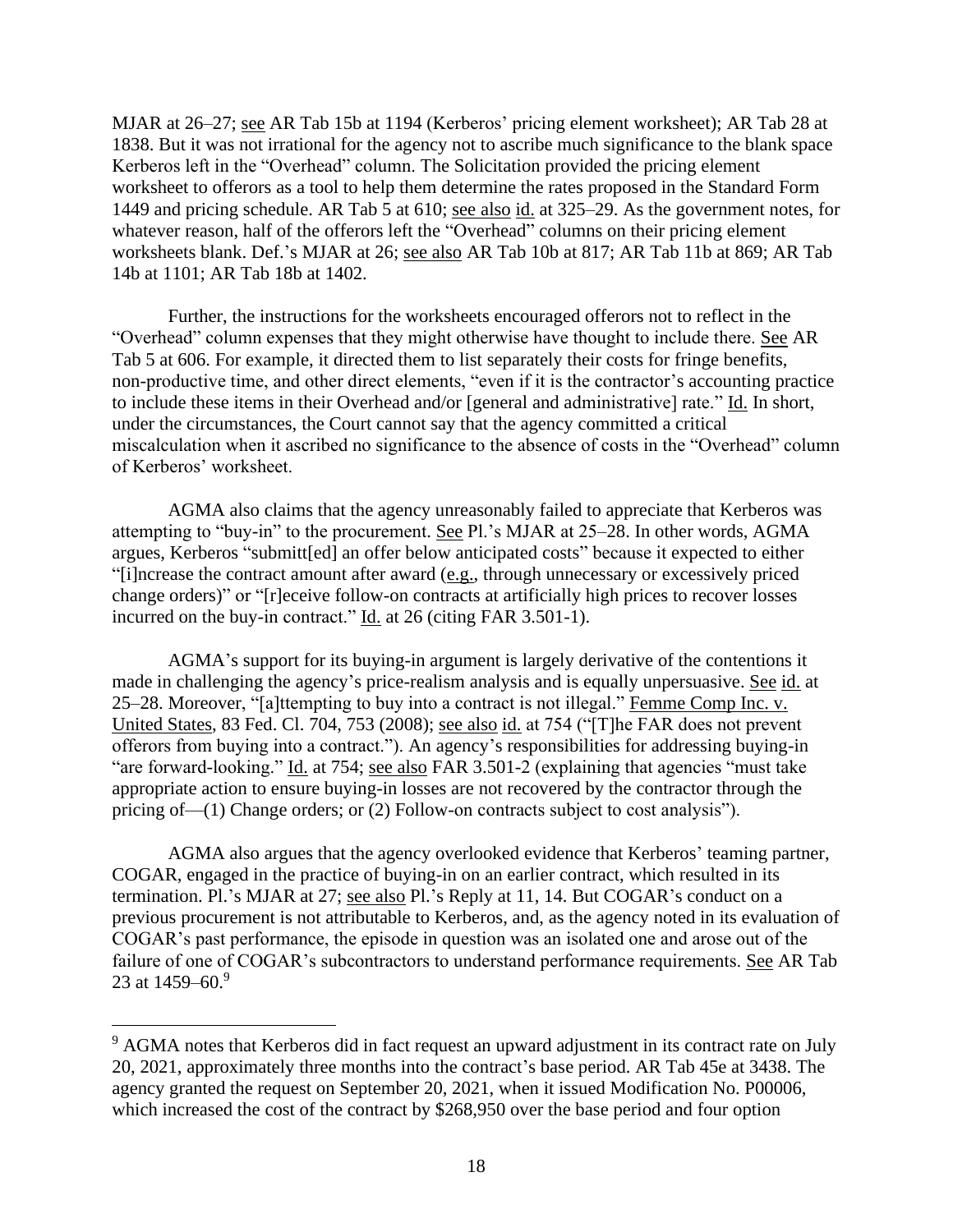MJAR at 26–27; see AR Tab 15b at 1194 (Kerberos' pricing element worksheet); AR Tab 28 at 1838. But it was not irrational for the agency not to ascribe much significance to the blank space Kerberos left in the "Overhead" column. The Solicitation provided the pricing element worksheet to offerors as a tool to help them determine the rates proposed in the Standard Form 1449 and pricing schedule. AR Tab 5 at 610; see also id. at 325–29. As the government notes, for whatever reason, half of the offerors left the "Overhead" columns on their pricing element worksheets blank. Def.'s MJAR at 26; see also AR Tab 10b at 817; AR Tab 11b at 869; AR Tab 14b at 1101; AR Tab 18b at 1402.

Further, the instructions for the worksheets encouraged offerors not to reflect in the "Overhead" column expenses that they might otherwise have thought to include there. See AR Tab 5 at 606. For example, it directed them to list separately their costs for fringe benefits, non-productive time, and other direct elements, "even if it is the contractor's accounting practice to include these items in their Overhead and/or [general and administrative] rate." Id. In short, under the circumstances, the Court cannot say that the agency committed a critical miscalculation when it ascribed no significance to the absence of costs in the "Overhead" column of Kerberos' worksheet.

AGMA also claims that the agency unreasonably failed to appreciate that Kerberos was attempting to "buy-in" to the procurement. See Pl.'s MJAR at 25–28. In other words, AGMA argues, Kerberos "submitt[ed] an offer below anticipated costs" because it expected to either "[i]ncrease the contract amount after award (e.g., through unnecessary or excessively priced change orders)" or "[r]eceive follow-on contracts at artificially high prices to recover losses incurred on the buy-in contract." Id. at 26 (citing FAR 3.501-1).

AGMA's support for its buying-in argument is largely derivative of the contentions it made in challenging the agency's price-realism analysis and is equally unpersuasive. See id. at 25–28. Moreover, "[a]ttempting to buy into a contract is not illegal." Femme Comp Inc. v. United States, 83 Fed. Cl. 704, 753 (2008); see also id. at 754 ("[T]he FAR does not prevent offerors from buying into a contract."). An agency's responsibilities for addressing buying-in "are forward-looking." Id. at 754; see also FAR 3.501-2 (explaining that agencies "must take appropriate action to ensure buying-in losses are not recovered by the contractor through the pricing of—(1) Change orders; or (2) Follow-on contracts subject to cost analysis").

AGMA also argues that the agency overlooked evidence that Kerberos' teaming partner, COGAR, engaged in the practice of buying-in on an earlier contract, which resulted in its termination. Pl.'s MJAR at 27; see also Pl.'s Reply at 11, 14. But COGAR's conduct on a previous procurement is not attributable to Kerberos, and, as the agency noted in its evaluation of COGAR's past performance, the episode in question was an isolated one and arose out of the failure of one of COGAR's subcontractors to understand performance requirements. See AR Tab 23 at 1459–60.[9]

[9] AGMA notes that Kerberos did in fact request an upward adjustment in its contract rate on July 20, 2021, approximately three months into the contract's base period. AR Tab 45e at 3438. The agency granted the request on September 20, 2021, when it issued Modification No. P00006, which increased the cost of the contract by $268,950 over the base period and four option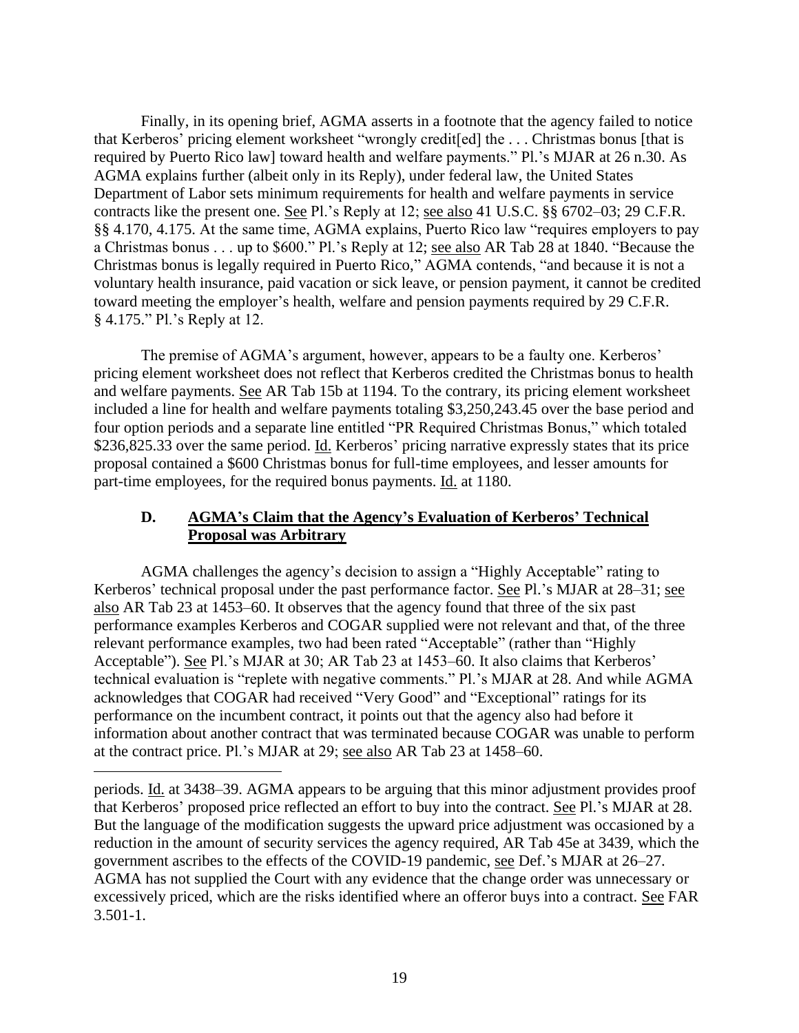Finally, in its opening brief, AGMA asserts in a footnote that the agency failed to notice that Kerberos' pricing element worksheet "wrongly credit[ed] the . . . Christmas bonus [that is required by Puerto Rico law] toward health and welfare payments." Pl.'s MJAR at 26 n.30. As AGMA explains further (albeit only in its Reply), under federal law, the United States Department of Labor sets minimum requirements for health and welfare payments in service contracts like the present one. See Pl.'s Reply at 12; see also 41 U.S.C. §§ 6702–03; 29 C.F.R. §§ 4.170, 4.175. At the same time, AGMA explains, Puerto Rico law "requires employers to pay a Christmas bonus . . . up to $600." Pl.'s Reply at 12; see also AR Tab 28 at 1840. "Because the Christmas bonus is legally required in Puerto Rico," AGMA contends, "and because it is not a voluntary health insurance, paid vacation or sick leave, or pension payment, it cannot be credited toward meeting the employer's health, welfare and pension payments required by 29 C.F.R. § 4.175." Pl.'s Reply at 12.

The premise of AGMA's argument, however, appears to be a faulty one. Kerberos' pricing element worksheet does not reflect that Kerberos credited the Christmas bonus to health and welfare payments. See AR Tab 15b at 1194. To the contrary, its pricing element worksheet included a line for health and welfare payments totaling $3,250,243.45 over the base period and four option periods and a separate line entitled "PR Required Christmas Bonus," which totaled $236,825.33 over the same period. Id. Kerberos' pricing narrative expressly states that its price proposal contained a $600 Christmas bonus for full-time employees, and lesser amounts for part-time employees, for the required bonus payments. Id. at 1180.

### D. AGMA's Claim that the Agency's Evaluation of Kerberos' Technical Proposal was Arbitrary

AGMA challenges the agency's decision to assign a "Highly Acceptable" rating to Kerberos' technical proposal under the past performance factor. See Pl.'s MJAR at 28–31; see also AR Tab 23 at 1453–60. It observes that the agency found that three of the six past performance examples Kerberos and COGAR supplied were not relevant and that, of the three relevant performance examples, two had been rated "Acceptable" (rather than "Highly Acceptable"). See Pl.'s MJAR at 30; AR Tab 23 at 1453–60. It also claims that Kerberos' technical evaluation is "replete with negative comments." Pl.'s MJAR at 28. And while AGMA acknowledges that COGAR had received "Very Good" and "Exceptional" ratings for its performance on the incumbent contract, it points out that the agency also had before it information about another contract that was terminated because COGAR was unable to perform at the contract price. Pl.'s MJAR at 29; see also AR Tab 23 at 1458–60.

---

periods. Id. at 3438–39. AGMA appears to be arguing that this minor adjustment provides proof that Kerberos' proposed price reflected an effort to buy into the contract. See Pl.'s MJAR at 28. But the language of the modification suggests the upward price adjustment was occasioned by a reduction in the amount of security services the agency required, AR Tab 45e at 3439, which the government ascribes to the effects of the COVID-19 pandemic, see Def.'s MJAR at 26–27. AGMA has not supplied the Court with any evidence that the change order was unnecessary or excessively priced, which are the risks identified where an offeror buys into a contract. See FAR 3.501-1.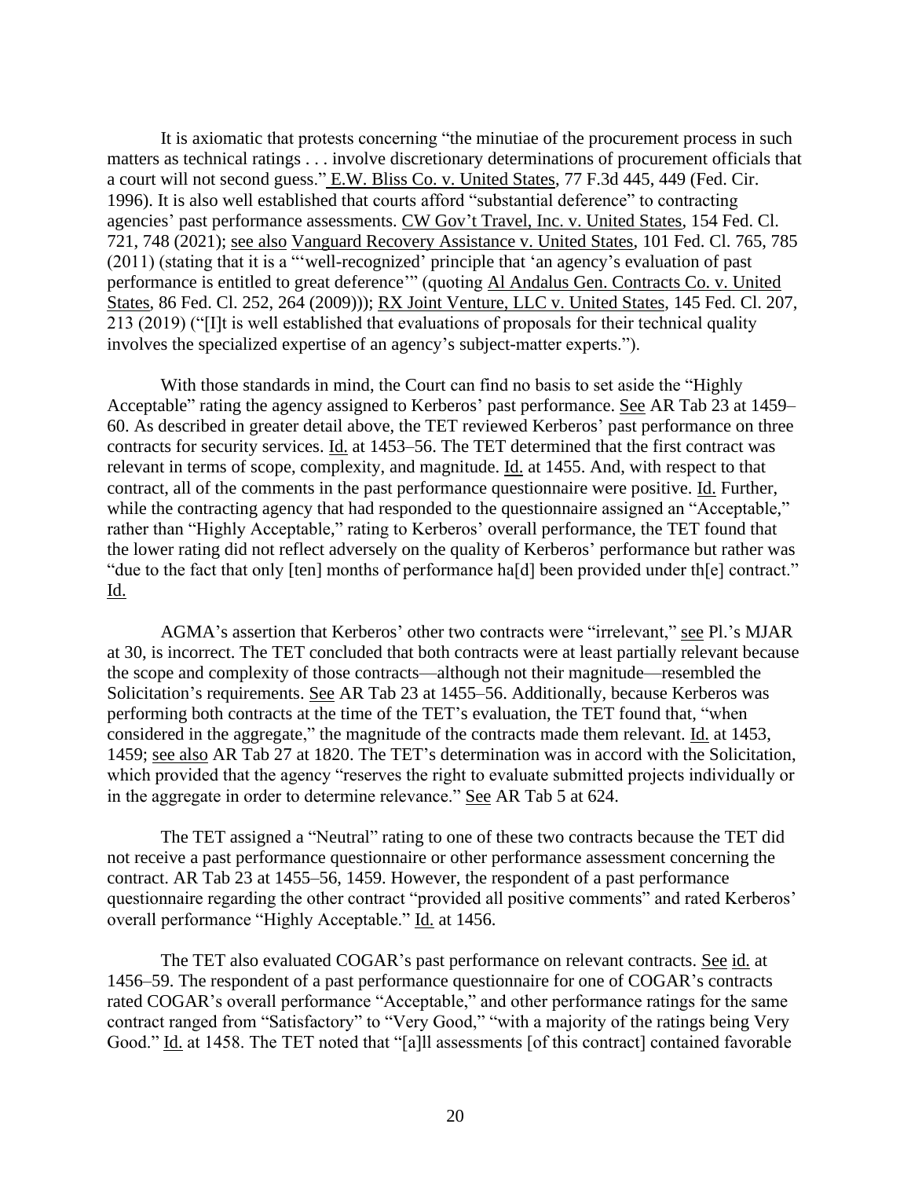It is axiomatic that protests concerning "the minutiae of the procurement process in such matters as technical ratings . . . involve discretionary determinations of procurement officials that a court will not second guess." E.W. Bliss Co. v. United States, 77 F.3d 445, 449 (Fed. Cir. 1996). It is also well established that courts afford "substantial deference" to contracting agencies' past performance assessments. CW Gov't Travel, Inc. v. United States, 154 Fed. Cl. 721, 748 (2021); see also Vanguard Recovery Assistance v. United States, 101 Fed. Cl. 765, 785 (2011) (stating that it is a "'well-recognized' principle that 'an agency's evaluation of past performance is entitled to great deference'" (quoting Al Andalus Gen. Contracts Co. v. United States, 86 Fed. Cl. 252, 264 (2009))); RX Joint Venture, LLC v. United States, 145 Fed. Cl. 207, 213 (2019) ("[I]t is well established that evaluations of proposals for their technical quality involves the specialized expertise of an agency's subject-matter experts.").

With those standards in mind, the Court can find no basis to set aside the "Highly Acceptable" rating the agency assigned to Kerberos' past performance. See AR Tab 23 at 1459–60. As described in greater detail above, the TET reviewed Kerberos' past performance on three contracts for security services. Id. at 1453–56. The TET determined that the first contract was relevant in terms of scope, complexity, and magnitude. Id. at 1455. And, with respect to that contract, all of the comments in the past performance questionnaire were positive. Id. Further, while the contracting agency that had responded to the questionnaire assigned an "Acceptable," rather than "Highly Acceptable," rating to Kerberos' overall performance, the TET found that the lower rating did not reflect adversely on the quality of Kerberos' performance but rather was "due to the fact that only [ten] months of performance ha[d] been provided under th[e] contract." Id.

AGMA's assertion that Kerberos' other two contracts were "irrelevant," see Pl.'s MJAR at 30, is incorrect. The TET concluded that both contracts were at least partially relevant because the scope and complexity of those contracts—although not their magnitude—resembled the Solicitation's requirements. See AR Tab 23 at 1455–56. Additionally, because Kerberos was performing both contracts at the time of the TET's evaluation, the TET found that, "when considered in the aggregate," the magnitude of the contracts made them relevant. Id. at 1453, 1459; see also AR Tab 27 at 1820. The TET's determination was in accord with the Solicitation, which provided that the agency "reserves the right to evaluate submitted projects individually or in the aggregate in order to determine relevance." See AR Tab 5 at 624.

The TET assigned a "Neutral" rating to one of these two contracts because the TET did not receive a past performance questionnaire or other performance assessment concerning the contract. AR Tab 23 at 1455–56, 1459. However, the respondent of a past performance questionnaire regarding the other contract "provided all positive comments" and rated Kerberos' overall performance "Highly Acceptable." Id. at 1456.

The TET also evaluated COGAR's past performance on relevant contracts. See id. at 1456–59. The respondent of a past performance questionnaire for one of COGAR's contracts rated COGAR's overall performance "Acceptable," and other performance ratings for the same contract ranged from "Satisfactory" to "Very Good," "with a majority of the ratings being Very Good." Id. at 1458. The TET noted that "[a]ll assessments [of this contract] contained favorable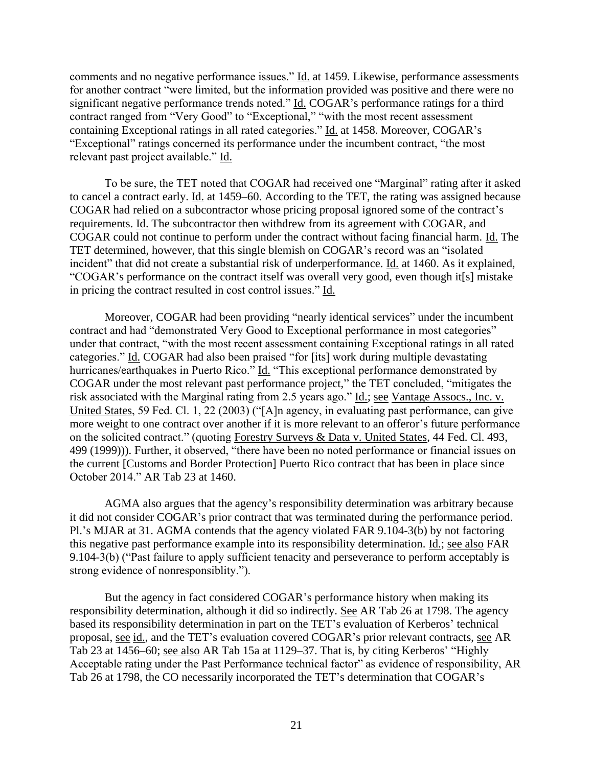comments and no negative performance issues." Id. at 1459. Likewise, performance assessments for another contract "were limited, but the information provided was positive and there were no significant negative performance trends noted." Id. COGAR's performance ratings for a third contract ranged from "Very Good" to "Exceptional," "with the most recent assessment containing Exceptional ratings in all rated categories." Id. at 1458. Moreover, COGAR's "Exceptional" ratings concerned its performance under the incumbent contract, "the most relevant past project available." Id.

To be sure, the TET noted that COGAR had received one "Marginal" rating after it asked to cancel a contract early. Id. at 1459–60. According to the TET, the rating was assigned because COGAR had relied on a subcontractor whose pricing proposal ignored some of the contract's requirements. Id. The subcontractor then withdrew from its agreement with COGAR, and COGAR could not continue to perform under the contract without facing financial harm. Id. The TET determined, however, that this single blemish on COGAR's record was an "isolated incident" that did not create a substantial risk of underperformance. Id. at 1460. As it explained, "COGAR's performance on the contract itself was overall very good, even though it[s] mistake in pricing the contract resulted in cost control issues." Id.

Moreover, COGAR had been providing "nearly identical services" under the incumbent contract and had "demonstrated Very Good to Exceptional performance in most categories" under that contract, "with the most recent assessment containing Exceptional ratings in all rated categories." Id. COGAR had also been praised "for [its] work during multiple devastating hurricanes/earthquakes in Puerto Rico." Id. "This exceptional performance demonstrated by COGAR under the most relevant past performance project," the TET concluded, "mitigates the risk associated with the Marginal rating from 2.5 years ago." Id.; see Vantage Assocs., Inc. v. United States, 59 Fed. Cl. 1, 22 (2003) ("[A]n agency, in evaluating past performance, can give more weight to one contract over another if it is more relevant to an offeror's future performance on the solicited contract." (quoting Forestry Surveys & Data v. United States, 44 Fed. Cl. 493, 499 (1999))). Further, it observed, "there have been no noted performance or financial issues on the current [Customs and Border Protection] Puerto Rico contract that has been in place since October 2014." AR Tab 23 at 1460.

AGMA also argues that the agency's responsibility determination was arbitrary because it did not consider COGAR's prior contract that was terminated during the performance period. Pl.'s MJAR at 31. AGMA contends that the agency violated FAR 9.104-3(b) by not factoring this negative past performance example into its responsibility determination. Id.; see also FAR 9.104-3(b) ("Past failure to apply sufficient tenacity and perseverance to perform acceptably is strong evidence of nonresponsiblity.").

But the agency in fact considered COGAR's performance history when making its responsibility determination, although it did so indirectly. See AR Tab 26 at 1798. The agency based its responsibility determination in part on the TET's evaluation of Kerberos' technical proposal, see id., and the TET's evaluation covered COGAR's prior relevant contracts, see AR Tab 23 at 1456–60; see also AR Tab 15a at 1129–37. That is, by citing Kerberos' "Highly Acceptable rating under the Past Performance technical factor" as evidence of responsibility, AR Tab 26 at 1798, the CO necessarily incorporated the TET's determination that COGAR's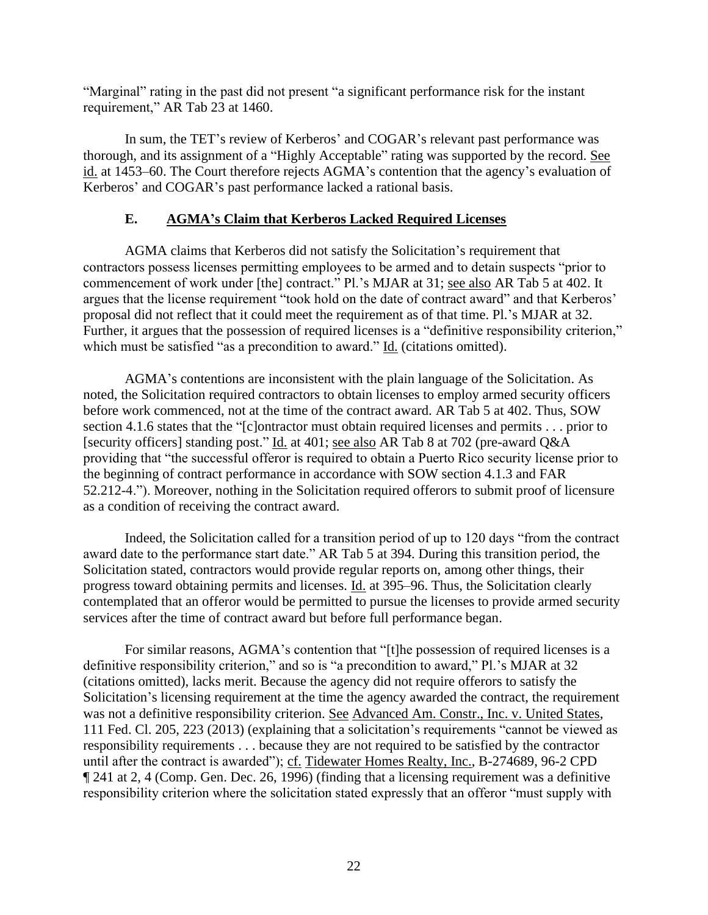"Marginal" rating in the past did not present "a significant performance risk for the instant requirement," AR Tab 23 at 1460.

In sum, the TET's review of Kerberos' and COGAR's relevant past performance was thorough, and its assignment of a "Highly Acceptable" rating was supported by the record. See id. at 1453–60. The Court therefore rejects AGMA's contention that the agency's evaluation of Kerberos' and COGAR's past performance lacked a rational basis.

### E. AGMA's Claim that Kerberos Lacked Required Licenses

AGMA claims that Kerberos did not satisfy the Solicitation's requirement that contractors possess licenses permitting employees to be armed and to detain suspects "prior to commencement of work under [the] contract." Pl.'s MJAR at 31; see also AR Tab 5 at 402. It argues that the license requirement "took hold on the date of contract award" and that Kerberos' proposal did not reflect that it could meet the requirement as of that time. Pl.'s MJAR at 32. Further, it argues that the possession of required licenses is a "definitive responsibility criterion," which must be satisfied "as a precondition to award." Id. (citations omitted).

AGMA's contentions are inconsistent with the plain language of the Solicitation. As noted, the Solicitation required contractors to obtain licenses to employ armed security officers before work commenced, not at the time of the contract award. AR Tab 5 at 402. Thus, SOW section 4.1.6 states that the "[c]ontractor must obtain required licenses and permits . . . prior to [security officers] standing post." Id. at 401; see also AR Tab 8 at 702 (pre-award Q&A providing that "the successful offeror is required to obtain a Puerto Rico security license prior to the beginning of contract performance in accordance with SOW section 4.1.3 and FAR 52.212-4."). Moreover, nothing in the Solicitation required offerors to submit proof of licensure as a condition of receiving the contract award.

Indeed, the Solicitation called for a transition period of up to 120 days "from the contract award date to the performance start date." AR Tab 5 at 394. During this transition period, the Solicitation stated, contractors would provide regular reports on, among other things, their progress toward obtaining permits and licenses. Id. at 395–96. Thus, the Solicitation clearly contemplated that an offeror would be permitted to pursue the licenses to provide armed security services after the time of contract award but before full performance began.

For similar reasons, AGMA's contention that "[t]he possession of required licenses is a definitive responsibility criterion," and so is "a precondition to award," Pl.'s MJAR at 32 (citations omitted), lacks merit. Because the agency did not require offerors to satisfy the Solicitation's licensing requirement at the time the agency awarded the contract, the requirement was not a definitive responsibility criterion. See Advanced Am. Constr., Inc. v. United States, 111 Fed. Cl. 205, 223 (2013) (explaining that a solicitation's requirements "cannot be viewed as responsibility requirements . . . because they are not required to be satisfied by the contractor until after the contract is awarded"); cf. Tidewater Homes Realty, Inc., B-274689, 96-2 CPD ¶ 241 at 2, 4 (Comp. Gen. Dec. 26, 1996) (finding that a licensing requirement was a definitive responsibility criterion where the solicitation stated expressly that an offeror "must supply with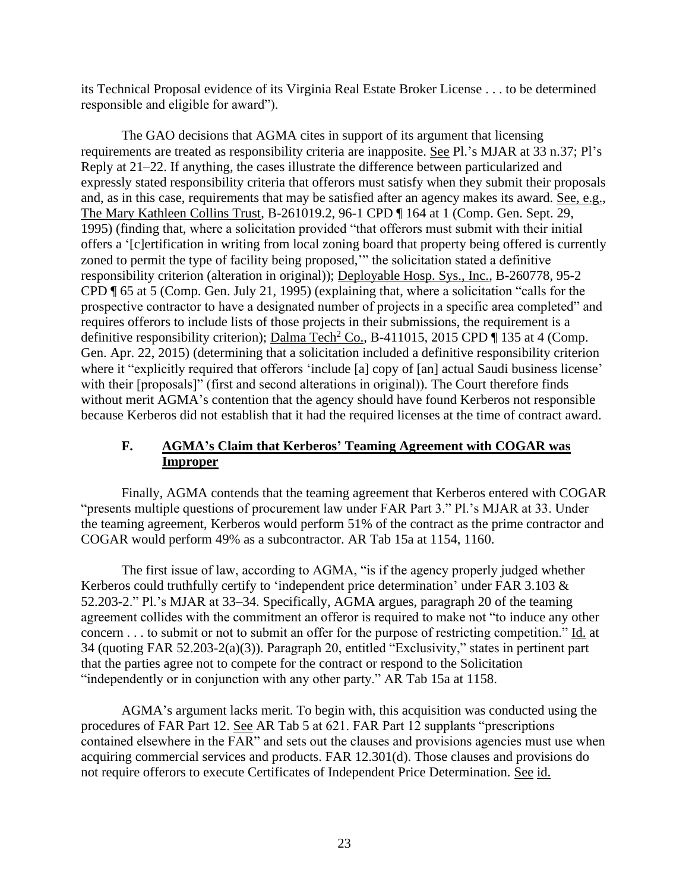its Technical Proposal evidence of its Virginia Real Estate Broker License . . . to be determined responsible and eligible for award").

The GAO decisions that AGMA cites in support of its argument that licensing requirements are treated as responsibility criteria are inapposite. See Pl.'s MJAR at 33 n.37; Pl's Reply at 21–22. If anything, the cases illustrate the difference between particularized and expressly stated responsibility criteria that offerors must satisfy when they submit their proposals and, as in this case, requirements that may be satisfied after an agency makes its award. See, e.g., The Mary Kathleen Collins Trust, B-261019.2, 96-1 CPD ¶ 164 at 1 (Comp. Gen. Sept. 29, 1995) (finding that, where a solicitation provided "that offerors must submit with their initial offers a '[c]ertification in writing from local zoning board that property being offered is currently zoned to permit the type of facility being proposed,'" the solicitation stated a definitive responsibility criterion (alteration in original)); Deployable Hosp. Sys., Inc., B-260778, 95-2 CPD ¶ 65 at 5 (Comp. Gen. July 21, 1995) (explaining that, where a solicitation "calls for the prospective contractor to have a designated number of projects in a specific area completed" and requires offerors to include lists of those projects in their submissions, the requirement is a definitive responsibility criterion); Dalma Tech[2] Co., B-411015, 2015 CPD ¶ 135 at 4 (Comp. Gen. Apr. 22, 2015) (determining that a solicitation included a definitive responsibility criterion where it "explicitly required that offerors 'include [a] copy of [an] actual Saudi business license' with their [proposals]" (first and second alterations in original)). The Court therefore finds without merit AGMA's contention that the agency should have found Kerberos not responsible because Kerberos did not establish that it had the required licenses at the time of contract award.

### F. AGMA's Claim that Kerberos' Teaming Agreement with COGAR was Improper

Finally, AGMA contends that the teaming agreement that Kerberos entered with COGAR "presents multiple questions of procurement law under FAR Part 3." Pl.'s MJAR at 33. Under the teaming agreement, Kerberos would perform 51% of the contract as the prime contractor and COGAR would perform 49% as a subcontractor. AR Tab 15a at 1154, 1160.

The first issue of law, according to AGMA, "is if the agency properly judged whether Kerberos could truthfully certify to 'independent price determination' under FAR 3.103 & 52.203-2." Pl.'s MJAR at 33–34. Specifically, AGMA argues, paragraph 20 of the teaming agreement collides with the commitment an offeror is required to make not "to induce any other concern . . . to submit or not to submit an offer for the purpose of restricting competition." Id. at 34 (quoting FAR 52.203-2(a)(3)). Paragraph 20, entitled "Exclusivity," states in pertinent part that the parties agree not to compete for the contract or respond to the Solicitation "independently or in conjunction with any other party." AR Tab 15a at 1158.

AGMA's argument lacks merit. To begin with, this acquisition was conducted using the procedures of FAR Part 12. See AR Tab 5 at 621. FAR Part 12 supplants "prescriptions contained elsewhere in the FAR" and sets out the clauses and provisions agencies must use when acquiring commercial services and products. FAR 12.301(d). Those clauses and provisions do not require offerors to execute Certificates of Independent Price Determination. See id.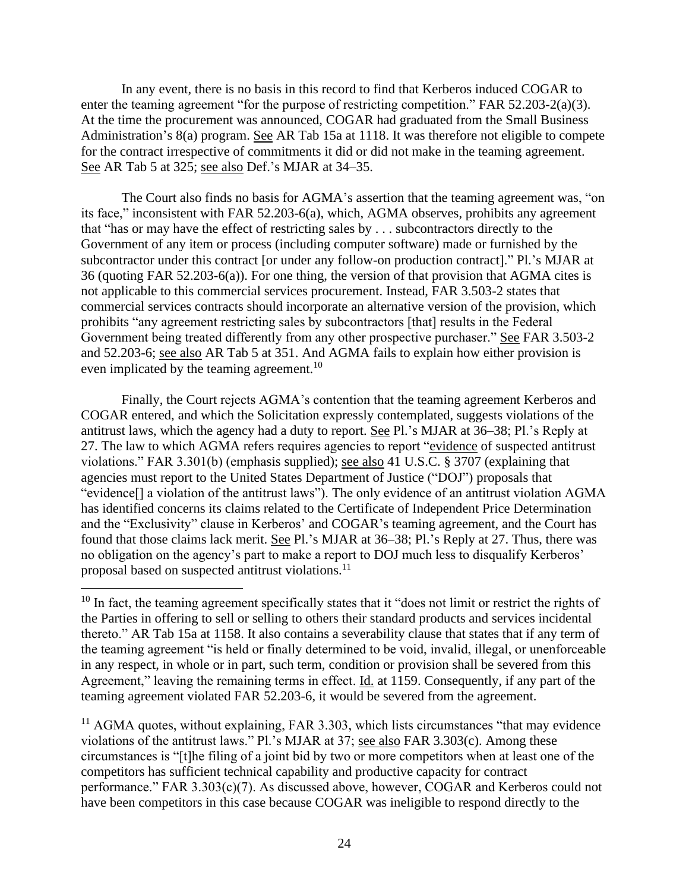In any event, there is no basis in this record to find that Kerberos induced COGAR to enter the teaming agreement "for the purpose of restricting competition." FAR 52.203-2(a)(3). At the time the procurement was announced, COGAR had graduated from the Small Business Administration's 8(a) program. See AR Tab 15a at 1118. It was therefore not eligible to compete for the contract irrespective of commitments it did or did not make in the teaming agreement. See AR Tab 5 at 325; see also Def.'s MJAR at 34–35.

The Court also finds no basis for AGMA's assertion that the teaming agreement was, "on its face," inconsistent with FAR 52.203-6(a), which, AGMA observes, prohibits any agreement that "has or may have the effect of restricting sales by . . . subcontractors directly to the Government of any item or process (including computer software) made or furnished by the subcontractor under this contract [or under any follow-on production contract]." Pl.'s MJAR at 36 (quoting FAR 52.203-6(a)). For one thing, the version of that provision that AGMA cites is not applicable to this commercial services procurement. Instead, FAR 3.503-2 states that commercial services contracts should incorporate an alternative version of the provision, which prohibits "any agreement restricting sales by subcontractors [that] results in the Federal Government being treated differently from any other prospective purchaser." See FAR 3.503-2 and 52.203-6; see also AR Tab 5 at 351. And AGMA fails to explain how either provision is even implicated by the teaming agreement.[10]

Finally, the Court rejects AGMA's contention that the teaming agreement Kerberos and COGAR entered, and which the Solicitation expressly contemplated, suggests violations of the antitrust laws, which the agency had a duty to report. See Pl.'s MJAR at 36–38; Pl.'s Reply at 27. The law to which AGMA refers requires agencies to report "evidence of suspected antitrust violations." FAR 3.301(b) (emphasis supplied); see also 41 U.S.C. § 3707 (explaining that agencies must report to the United States Department of Justice ("DOJ") proposals that "evidence[] a violation of the antitrust laws"). The only evidence of an antitrust violation AGMA has identified concerns its claims related to the Certificate of Independent Price Determination and the "Exclusivity" clause in Kerberos' and COGAR's teaming agreement, and the Court has found that those claims lack merit. See Pl.'s MJAR at 36–38; Pl.'s Reply at 27. Thus, there was no obligation on the agency's part to make a report to DOJ much less to disqualify Kerberos' proposal based on suspected antitrust violations.[11]

---

[10] In fact, the teaming agreement specifically states that it "does not limit or restrict the rights of the Parties in offering to sell or selling to others their standard products and services incidental thereto." AR Tab 15a at 1158. It also contains a severability clause that states that if any term of the teaming agreement "is held or finally determined to be void, invalid, illegal, or unenforceable in any respect, in whole or in part, such term, condition or provision shall be severed from this Agreement," leaving the remaining terms in effect. Id. at 1159. Consequently, if any part of the teaming agreement violated FAR 52.203-6, it would be severed from the agreement.

[11] AGMA quotes, without explaining, FAR 3.303, which lists circumstances "that may evidence violations of the antitrust laws." Pl.'s MJAR at 37; see also FAR 3.303(c). Among these circumstances is "[t]he filing of a joint bid by two or more competitors when at least one of the competitors has sufficient technical capability and productive capacity for contract performance." FAR 3.303(c)(7). As discussed above, however, COGAR and Kerberos could not have been competitors in this case because COGAR was ineligible to respond directly to the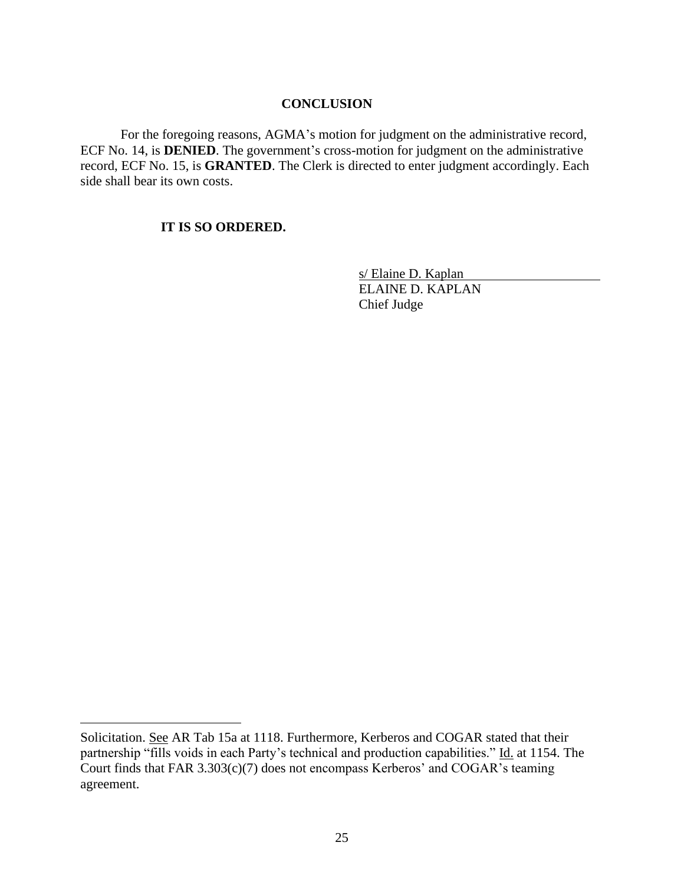**CONCLUSION**

For the foregoing reasons, AGMA's motion for judgment on the administrative record, ECF No. 14, is **DENIED**. The government's cross-motion for judgment on the administrative record, ECF No. 15, is **GRANTED**. The Clerk is directed to enter judgment accordingly. Each side shall bear its own costs.

**IT IS SO ORDERED.**

s/ Elaine D. Kaplan
ELAINE D. KAPLAN
Chief Judge

---

Solicitation. See AR Tab 15a at 1118. Furthermore, Kerberos and COGAR stated that their partnership "fills voids in each Party's technical and production capabilities." Id. at 1154. The Court finds that FAR 3.303(c)(7) does not encompass Kerberos' and COGAR's teaming agreement.